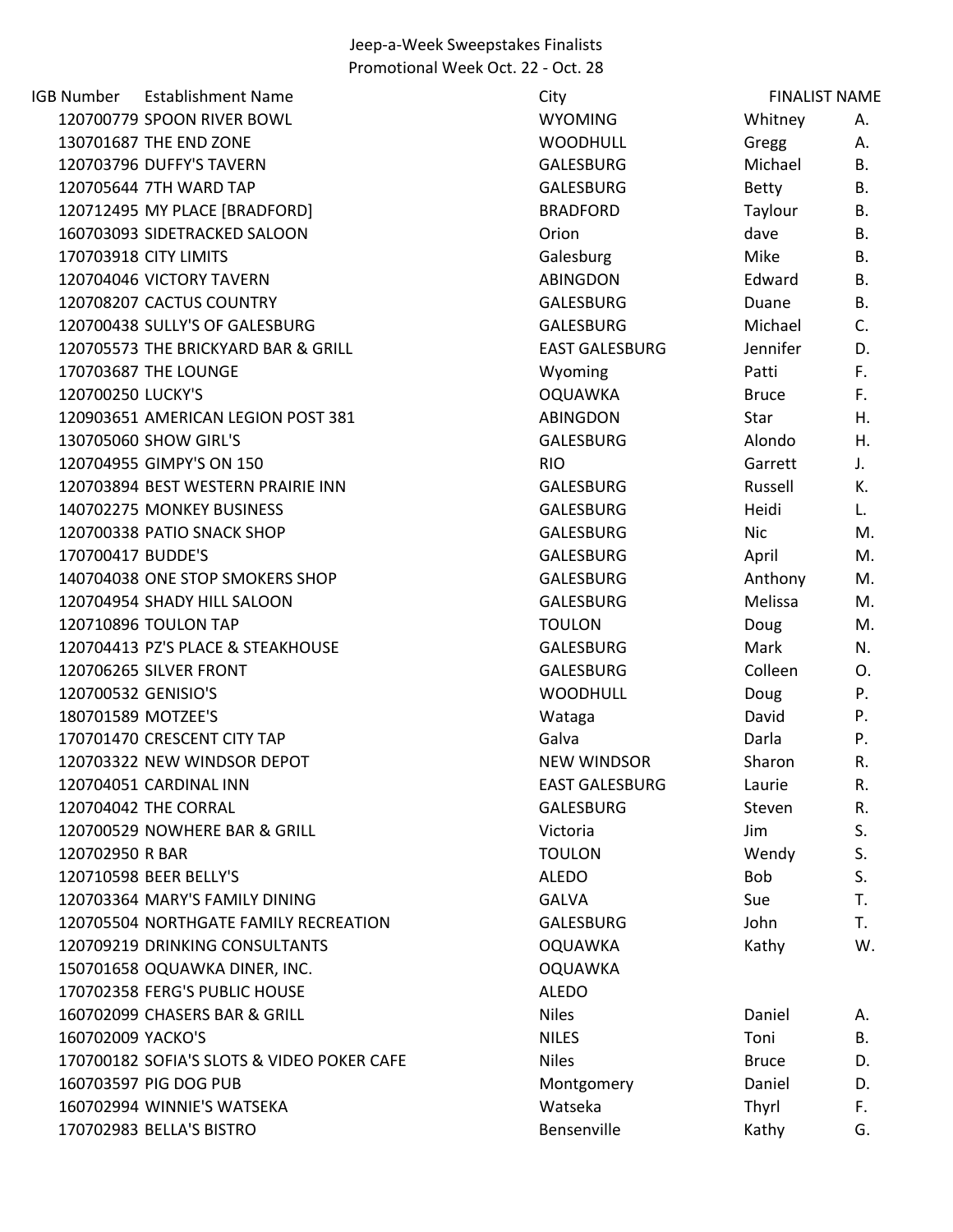# Jeep-a-Week Sweepstakes Finalists

## Promotional Week Oct. 22 - Oct. 28

| IGB Number | Establishment Name | City | FINALIST NAME | |
|---|---|---|---|---|
| 120700779 | SPOON RIVER BOWL | WYOMING | Whitney | A. |
| 130701687 | THE END ZONE | WOODHULL | Gregg | A. |
| 120703796 | DUFFY'S TAVERN | GALESBURG | Michael | B. |
| 120705644 | 7TH WARD TAP | GALESBURG | Betty | B. |
| 120712495 | MY PLACE [BRADFORD] | BRADFORD | Taylour | B. |
| 160703093 | SIDETRACKED SALOON | Orion | dave | B. |
| 170703918 | CITY LIMITS | Galesburg | Mike | B. |
| 120704046 | VICTORY TAVERN | ABINGDON | Edward | B. |
| 120708207 | CACTUS COUNTRY | GALESBURG | Duane | B. |
| 120700438 | SULLY'S OF GALESBURG | GALESBURG | Michael | C. |
| 120705573 | THE BRICKYARD BAR & GRILL | EAST GALESBURG | Jennifer | D. |
| 170703687 | THE LOUNGE | Wyoming | Patti | F. |
| 120700250 | LUCKY'S | OQUAWKA | Bruce | F. |
| 120903651 | AMERICAN LEGION POST 381 | ABINGDON | Star | H. |
| 130705060 | SHOW GIRL'S | GALESBURG | Alondo | H. |
| 120704955 | GIMPY'S ON 150 | RIO | Garrett | J. |
| 120703894 | BEST WESTERN PRAIRIE INN | GALESBURG | Russell | K. |
| 140702275 | MONKEY BUSINESS | GALESBURG | Heidi | L. |
| 120700338 | PATIO SNACK SHOP | GALESBURG | Nic | M. |
| 170700417 | BUDDE'S | GALESBURG | April | M. |
| 140704038 | ONE STOP SMOKERS SHOP | GALESBURG | Anthony | M. |
| 120704954 | SHADY HILL SALOON | GALESBURG | Melissa | M. |
| 120710896 | TOULON TAP | TOULON | Doug | M. |
| 120704413 | PZ'S PLACE & STEAKHOUSE | GALESBURG | Mark | N. |
| 120706265 | SILVER FRONT | GALESBURG | Colleen | O. |
| 120700532 | GENISIO'S | WOODHULL | Doug | P. |
| 180701589 | MOTZEE'S | Wataga | David | P. |
| 170701470 | CRESCENT CITY TAP | Galva | Darla | P. |
| 120703322 | NEW WINDSOR DEPOT | NEW WINDSOR | Sharon | R. |
| 120704051 | CARDINAL INN | EAST GALESBURG | Laurie | R. |
| 120704042 | THE CORRAL | GALESBURG | Steven | R. |
| 120700529 | NOWHERE BAR & GRILL | Victoria | Jim | S. |
| 120702950 | R BAR | TOULON | Wendy | S. |
| 120710598 | BEER BELLY'S | ALEDO | Bob | S. |
| 120703364 | MARY'S FAMILY DINING | GALVA | Sue | T. |
| 120705504 | NORTHGATE FAMILY RECREATION | GALESBURG | John | T. |
| 120709219 | DRINKING CONSULTANTS | OQUAWKA | Kathy | W. |
| 150701658 | OQUAWKA DINER, INC. | OQUAWKA | | |
| 170702358 | FERG'S PUBLIC HOUSE | ALEDO | | |
| 160702099 | CHASERS BAR & GRILL | Niles | Daniel | A. |
| 160702009 | YACKO'S | NILES | Toni | B. |
| 170700182 | SOFIA'S SLOTS & VIDEO POKER CAFE | Niles | Bruce | D. |
| 160703597 | PIG DOG PUB | Montgomery | Daniel | D. |
| 160702994 | WINNIE'S WATSEKA | Watseka | Thyrl | F. |
| 170702983 | BELLA'S BISTRO | Bensenville | Kathy | G. |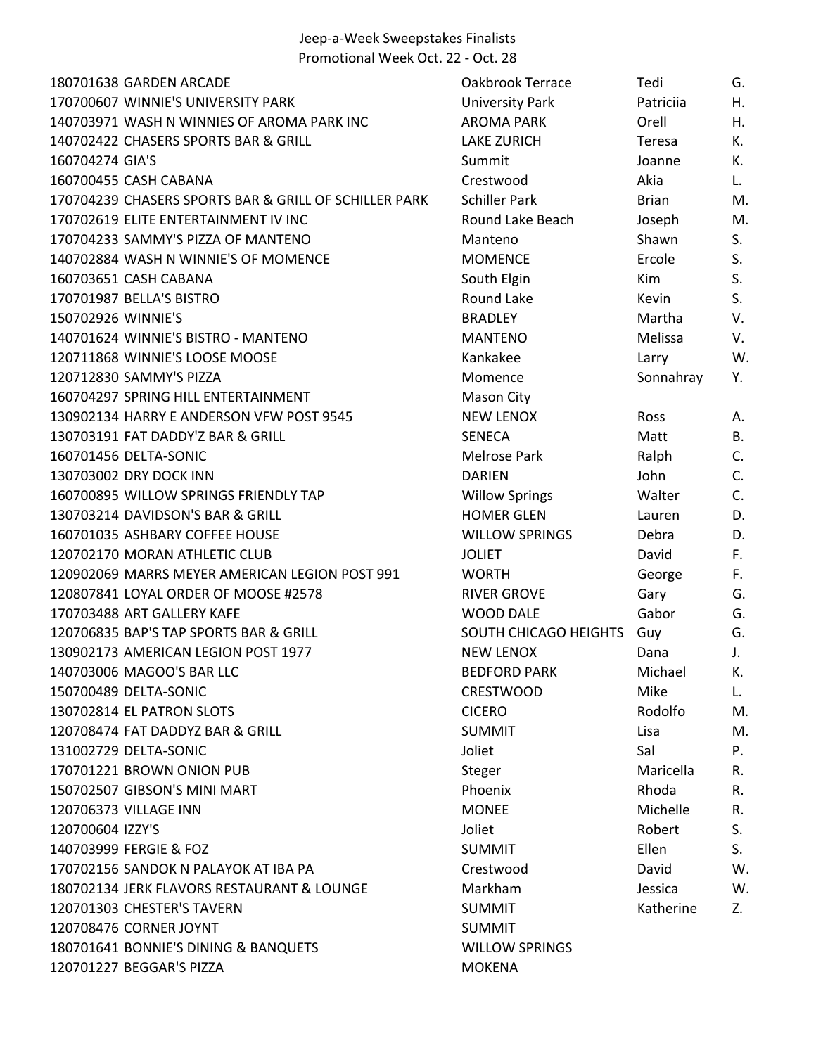# Jeep-a-Week Sweepstakes Finalists

## Promotional Week Oct. 22 - Oct. 28

| | | | |
|---|---|---|---|
| 180701638 GARDEN ARCADE | Oakbrook Terrace | Tedi | G. |
| 170700607 WINNIE'S UNIVERSITY PARK | University Park | Patriciia | H. |
| 140703971 WASH N WINNIES OF AROMA PARK INC | AROMA PARK | Orell | H. |
| 140702422 CHASERS SPORTS BAR & GRILL | LAKE ZURICH | Teresa | K. |
| 160704274 GIA'S | Summit | Joanne | K. |
| 160700455 CASH CABANA | Crestwood | Akia | L. |
| 170704239 CHASERS SPORTS BAR & GRILL OF SCHILLER PARK | Schiller Park | Brian | M. |
| 170702619 ELITE ENTERTAINMENT IV INC | Round Lake Beach | Joseph | M. |
| 170704233 SAMMY'S PIZZA OF MANTENO | Manteno | Shawn | S. |
| 140702884 WASH N WINNIE'S OF MOMENCE | MOMENCE | Ercole | S. |
| 160703651 CASH CABANA | South Elgin | Kim | S. |
| 170701987 BELLA'S BISTRO | Round Lake | Kevin | S. |
| 150702926 WINNIE'S | BRADLEY | Martha | V. |
| 140701624 WINNIE'S BISTRO - MANTENO | MANTENO | Melissa | V. |
| 120711868 WINNIE'S LOOSE MOOSE | Kankakee | Larry | W. |
| 120712830 SAMMY'S PIZZA | Momence | Sonnahray | Y. |
| 160704297 SPRING HILL ENTERTAINMENT | Mason City | | |
| 130902134 HARRY E ANDERSON VFW POST 9545 | NEW LENOX | Ross | A. |
| 130703191 FAT DADDY'Z BAR & GRILL | SENECA | Matt | B. |
| 160701456 DELTA-SONIC | Melrose Park | Ralph | C. |
| 130703002 DRY DOCK INN | DARIEN | John | C. |
| 160700895 WILLOW SPRINGS FRIENDLY TAP | Willow Springs | Walter | C. |
| 130703214 DAVIDSON'S BAR & GRILL | HOMER GLEN | Lauren | D. |
| 160701035 ASHBARY COFFEE HOUSE | WILLOW SPRINGS | Debra | D. |
| 120702170 MORAN ATHLETIC CLUB | JOLIET | David | F. |
| 120902069 MARRS MEYER AMERICAN LEGION POST 991 | WORTH | George | F. |
| 120807841 LOYAL ORDER OF MOOSE #2578 | RIVER GROVE | Gary | G. |
| 170703488 ART GALLERY KAFE | WOOD DALE | Gabor | G. |
| 120706835 BAP'S TAP SPORTS BAR & GRILL | SOUTH CHICAGO HEIGHTS | Guy | G. |
| 130902173 AMERICAN LEGION POST 1977 | NEW LENOX | Dana | J. |
| 140703006 MAGOO'S BAR LLC | BEDFORD PARK | Michael | K. |
| 150700489 DELTA-SONIC | CRESTWOOD | Mike | L. |
| 130702814 EL PATRON SLOTS | CICERO | Rodolfo | M. |
| 120708474 FAT DADDYZ BAR & GRILL | SUMMIT | Lisa | M. |
| 131002729 DELTA-SONIC | Joliet | Sal | P. |
| 170701221 BROWN ONION PUB | Steger | Maricella | R. |
| 150702507 GIBSON'S MINI MART | Phoenix | Rhoda | R. |
| 120706373 VILLAGE INN | MONEE | Michelle | R. |
| 120700604 IZZY'S | Joliet | Robert | S. |
| 140703999 FERGIE & FOZ | SUMMIT | Ellen | S. |
| 170702156 SANDOK N PALAYOK AT IBA PA | Crestwood | David | W. |
| 180702134 JERK FLAVORS RESTAURANT & LOUNGE | Markham | Jessica | W. |
| 120701303 CHESTER'S TAVERN | SUMMIT | Katherine | Z. |
| 120708476 CORNER JOYNT | SUMMIT | | |
| 180701641 BONNIE'S DINING & BANQUETS | WILLOW SPRINGS | | |
| 120701227 BEGGAR'S PIZZA | MOKENA | | |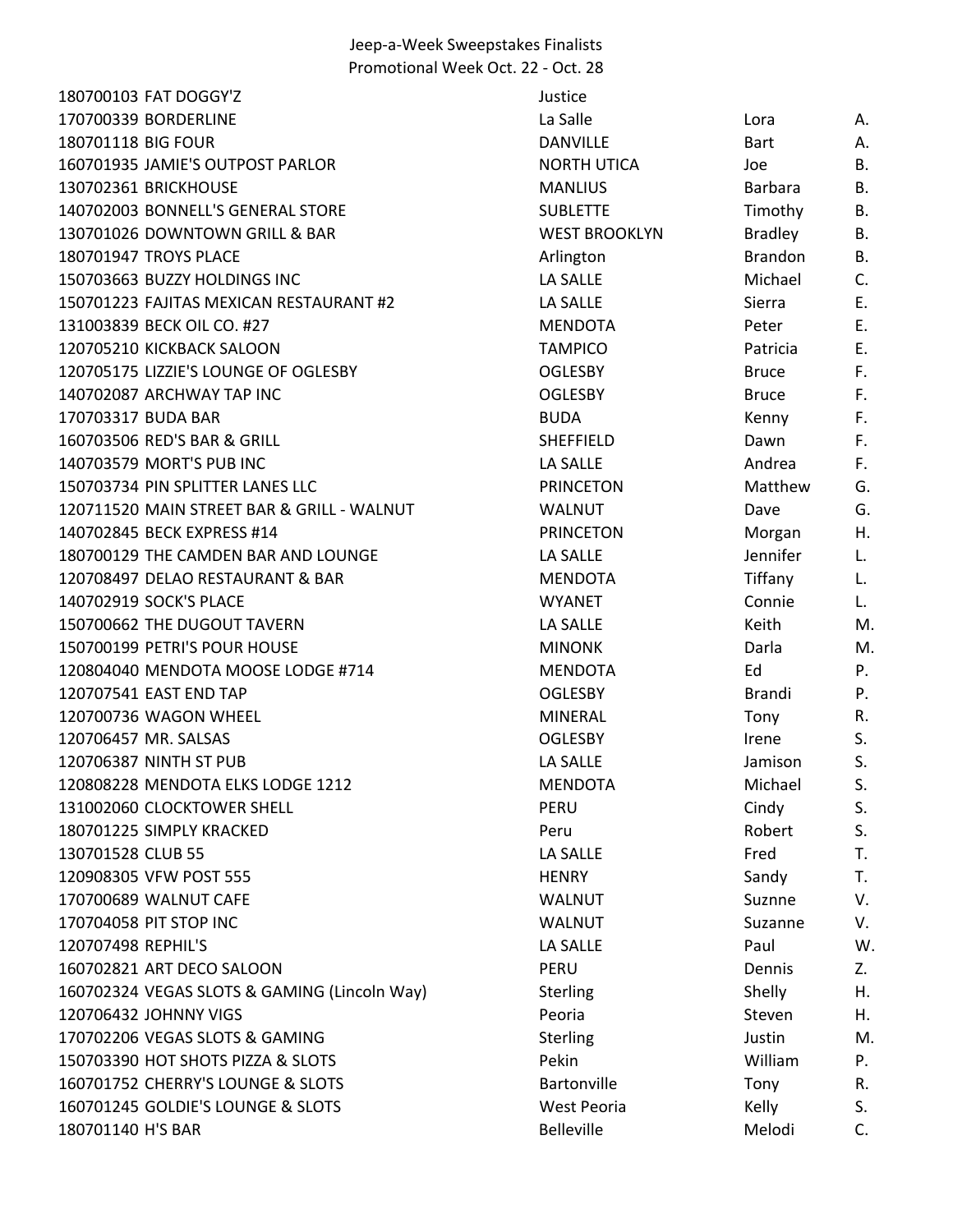Jeep-a-Week Sweepstakes Finalists
Promotional Week Oct. 22 - Oct. 28

| | | | | |
|---|---|---|---|---|
| 180700103 | FAT DOGGY'Z | Justice | | |
| 170700339 | BORDERLINE | La Salle | Lora | A. |
| 180701118 | BIG FOUR | DANVILLE | Bart | A. |
| 160701935 | JAMIE'S OUTPOST PARLOR | NORTH UTICA | Joe | B. |
| 130702361 | BRICKHOUSE | MANLIUS | Barbara | B. |
| 140702003 | BONNELL'S GENERAL STORE | SUBLETTE | Timothy | B. |
| 130701026 | DOWNTOWN GRILL & BAR | WEST BROOKLYN | Bradley | B. |
| 180701947 | TROYS PLACE | Arlington | Brandon | B. |
| 150703663 | BUZZY HOLDINGS INC | LA SALLE | Michael | C. |
| 150701223 | FAJITAS MEXICAN RESTAURANT #2 | LA SALLE | Sierra | E. |
| 131003839 | BECK OIL CO. #27 | MENDOTA | Peter | E. |
| 120705210 | KICKBACK SALOON | TAMPICO | Patricia | E. |
| 120705175 | LIZZIE'S LOUNGE OF OGLESBY | OGLESBY | Bruce | F. |
| 140702087 | ARCHWAY TAP INC | OGLESBY | Bruce | F. |
| 170703317 | BUDA BAR | BUDA | Kenny | F. |
| 160703506 | RED'S BAR & GRILL | SHEFFIELD | Dawn | F. |
| 140703579 | MORT'S PUB INC | LA SALLE | Andrea | F. |
| 150703734 | PIN SPLITTER LANES LLC | PRINCETON | Matthew | G. |
| 120711520 | MAIN STREET BAR & GRILL - WALNUT | WALNUT | Dave | G. |
| 140702845 | BECK EXPRESS #14 | PRINCETON | Morgan | H. |
| 180700129 | THE CAMDEN BAR AND LOUNGE | LA SALLE | Jennifer | L. |
| 120708497 | DELAO RESTAURANT & BAR | MENDOTA | Tiffany | L. |
| 140702919 | SOCK'S PLACE | WYANET | Connie | L. |
| 150700662 | THE DUGOUT TAVERN | LA SALLE | Keith | M. |
| 150700199 | PETRI'S POUR HOUSE | MINONK | Darla | M. |
| 120804040 | MENDOTA MOOSE LODGE #714 | MENDOTA | Ed | P. |
| 120707541 | EAST END TAP | OGLESBY | Brandi | P. |
| 120700736 | WAGON WHEEL | MINERAL | Tony | R. |
| 120706457 | MR. SALSAS | OGLESBY | Irene | S. |
| 120706387 | NINTH ST PUB | LA SALLE | Jamison | S. |
| 120808228 | MENDOTA ELKS LODGE 1212 | MENDOTA | Michael | S. |
| 131002060 | CLOCKTOWER SHELL | PERU | Cindy | S. |
| 180701225 | SIMPLY KRACKED | Peru | Robert | S. |
| 130701528 | CLUB 55 | LA SALLE | Fred | T. |
| 120908305 | VFW POST 555 | HENRY | Sandy | T. |
| 170700689 | WALNUT CAFE | WALNUT | Suznne | V. |
| 170704058 | PIT STOP INC | WALNUT | Suzanne | V. |
| 120707498 | REPHIL'S | LA SALLE | Paul | W. |
| 160702821 | ART DECO SALOON | PERU | Dennis | Z. |
| 160702324 | VEGAS SLOTS & GAMING (Lincoln Way) | Sterling | Shelly | H. |
| 120706432 | JOHNNY VIGS | Peoria | Steven | H. |
| 170702206 | VEGAS SLOTS & GAMING | Sterling | Justin | M. |
| 150703390 | HOT SHOTS PIZZA & SLOTS | Pekin | William | P. |
| 160701752 | CHERRY'S LOUNGE & SLOTS | Bartonville | Tony | R. |
| 160701245 | GOLDIE'S LOUNGE & SLOTS | West Peoria | Kelly | S. |
| 180701140 | H'S BAR | Belleville | Melodi | C. |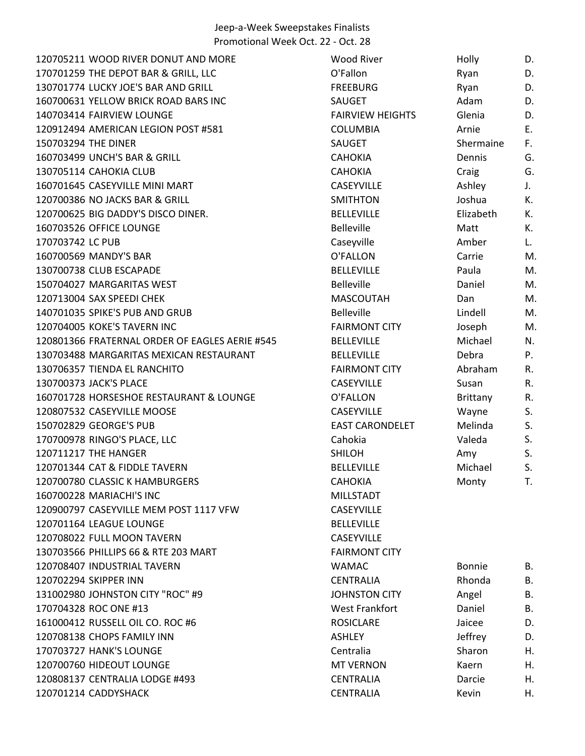Jeep-a-Week Sweepstakes Finalists
Promotional Week Oct. 22 - Oct. 28

| | | | | |
|---|---|---|---|---|
| 120705211 | WOOD RIVER DONUT AND MORE | Wood River | Holly | D. |
| 170701259 | THE DEPOT BAR & GRILL, LLC | O'Fallon | Ryan | D. |
| 130701774 | LUCKY JOE'S BAR AND GRILL | FREEBURG | Ryan | D. |
| 160700631 | YELLOW BRICK ROAD BARS INC | SAUGET | Adam | D. |
| 140703414 | FAIRVIEW LOUNGE | FAIRVIEW HEIGHTS | Glenia | D. |
| 120912494 | AMERICAN LEGION POST #581 | COLUMBIA | Arnie | E. |
| 150703294 | THE DINER | SAUGET | Shermaine | F. |
| 160703499 | UNCH'S BAR & GRILL | CAHOKIA | Dennis | G. |
| 130705114 | CAHOKIA CLUB | CAHOKIA | Craig | G. |
| 160701645 | CASEYVILLE MINI MART | CASEYVILLE | Ashley | J. |
| 120700386 | NO JACKS BAR & GRILL | SMITHTON | Joshua | K. |
| 120700625 | BIG DADDY'S DISCO DINER. | BELLEVILLE | Elizabeth | K. |
| 160703526 | OFFICE LOUNGE | Belleville | Matt | K. |
| 170703742 | LC PUB | Caseyville | Amber | L. |
| 160700569 | MANDY'S BAR | O'FALLON | Carrie | M. |
| 130700738 | CLUB ESCAPADE | BELLEVILLE | Paula | M. |
| 150704027 | MARGARITAS WEST | Belleville | Daniel | M. |
| 120713004 | SAX SPEEDI CHEK | MASCOUTAH | Dan | M. |
| 140701035 | SPIKE'S PUB AND GRUB | Belleville | Lindell | M. |
| 120704005 | KOKE'S TAVERN INC | FAIRMONT CITY | Joseph | M. |
| 120801366 | FRATERNAL ORDER OF EAGLES AERIE #545 | BELLEVILLE | Michael | N. |
| 130703488 | MARGARITAS MEXICAN RESTAURANT | BELLEVILLE | Debra | P. |
| 130706357 | TIENDA EL RANCHITO | FAIRMONT CITY | Abraham | R. |
| 130700373 | JACK'S PLACE | CASEYVILLE | Susan | R. |
| 160701728 | HORSESHOE RESTAURANT & LOUNGE | O'FALLON | Brittany | R. |
| 120807532 | CASEYVILLE MOOSE | CASEYVILLE | Wayne | S. |
| 150702829 | GEORGE'S PUB | EAST CARONDELET | Melinda | S. |
| 170700978 | RINGO'S PLACE, LLC | Cahokia | Valeda | S. |
| 120711217 | THE HANGER | SHILOH | Amy | S. |
| 120701344 | CAT & FIDDLE TAVERN | BELLEVILLE | Michael | S. |
| 120700780 | CLASSIC K HAMBURGERS | CAHOKIA | Monty | T. |
| 160700228 | MARIACHI'S INC | MILLSTADT | | |
| 120900797 | CASEYVILLE MEM POST 1117 VFW | CASEYVILLE | | |
| 120701164 | LEAGUE LOUNGE | BELLEVILLE | | |
| 120708022 | FULL MOON TAVERN | CASEYVILLE | | |
| 130703566 | PHILLIPS 66 & RTE 203 MART | FAIRMONT CITY | | |
| 120708407 | INDUSTRIAL TAVERN | WAMAC | Bonnie | B. |
| 120702294 | SKIPPER INN | CENTRALIA | Rhonda | B. |
| 131002980 | JOHNSTON CITY "ROC" #9 | JOHNSTON CITY | Angel | B. |
| 170704328 | ROC ONE #13 | West Frankfort | Daniel | B. |
| 161000412 | RUSSELL OIL CO. ROC #6 | ROSICLARE | Jaicee | D. |
| 120708138 | CHOPS FAMILY INN | ASHLEY | Jeffrey | D. |
| 170703727 | HANK'S LOUNGE | Centralia | Sharon | H. |
| 120700760 | HIDEOUT LOUNGE | MT VERNON | Kaern | H. |
| 120808137 | CENTRALIA LODGE #493 | CENTRALIA | Darcie | H. |
| 120701214 | CADDYSHACK | CENTRALIA | Kevin | H. |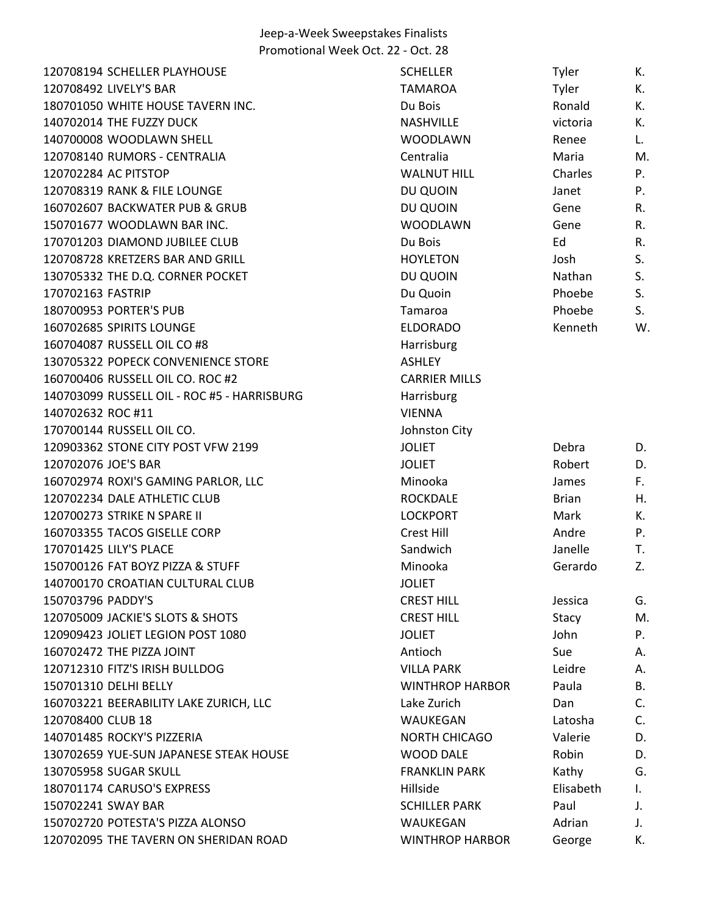Jeep-a-Week Sweepstakes Finalists
Promotional Week Oct. 22 - Oct. 28

| | | | | |
|---|---|---|---|---|
| 120708194 | SCHELLER PLAYHOUSE | SCHELLER | Tyler | K. |
| 120708492 | LIVELY'S BAR | TAMAROA | Tyler | K. |
| 180701050 | WHITE HOUSE TAVERN INC. | Du Bois | Ronald | K. |
| 140702014 | THE FUZZY DUCK | NASHVILLE | victoria | K. |
| 140700008 | WOODLAWN SHELL | WOODLAWN | Renee | L. |
| 120708140 | RUMORS - CENTRALIA | Centralia | Maria | M. |
| 120702284 | AC PITSTOP | WALNUT HILL | Charles | P. |
| 120708319 | RANK & FILE LOUNGE | DU QUOIN | Janet | P. |
| 160702607 | BACKWATER PUB & GRUB | DU QUOIN | Gene | R. |
| 150701677 | WOODLAWN BAR INC. | WOODLAWN | Gene | R. |
| 170701203 | DIAMOND JUBILEE CLUB | Du Bois | Ed | R. |
| 120708728 | KRETZERS BAR AND GRILL | HOYLETON | Josh | S. |
| 130705332 | THE D.Q. CORNER POCKET | DU QUOIN | Nathan | S. |
| 170702163 | FASTRIP | Du Quoin | Phoebe | S. |
| 180700953 | PORTER'S PUB | Tamaroa | Phoebe | S. |
| 160702685 | SPIRITS LOUNGE | ELDORADO | Kenneth | W. |
| 160704087 | RUSSELL OIL CO #8 | Harrisburg | | |
| 130705322 | POPECK CONVENIENCE STORE | ASHLEY | | |
| 160700406 | RUSSELL OIL CO. ROC #2 | CARRIER MILLS | | |
| 140703099 | RUSSELL OIL - ROC #5 - HARRISBURG | Harrisburg | | |
| 140702632 | ROC #11 | VIENNA | | |
| 170700144 | RUSSELL OIL CO. | Johnston City | | |
| 120903362 | STONE CITY POST VFW 2199 | JOLIET | Debra | D. |
| 120702076 | JOE'S BAR | JOLIET | Robert | D. |
| 160702974 | ROXI'S GAMING PARLOR, LLC | Minooka | James | F. |
| 120702234 | DALE ATHLETIC CLUB | ROCKDALE | Brian | H. |
| 120700273 | STRIKE N SPARE II | LOCKPORT | Mark | K. |
| 160703355 | TACOS GISELLE CORP | Crest Hill | Andre | P. |
| 170701425 | LILY'S PLACE | Sandwich | Janelle | T. |
| 150700126 | FAT BOYZ PIZZA & STUFF | Minooka | Gerardo | Z. |
| 140700170 | CROATIAN CULTURAL CLUB | JOLIET | | |
| 150703796 | PADDY'S | CREST HILL | Jessica | G. |
| 120705009 | JACKIE'S SLOTS & SHOTS | CREST HILL | Stacy | M. |
| 120909423 | JOLIET LEGION POST 1080 | JOLIET | John | P. |
| 160702472 | THE PIZZA JOINT | Antioch | Sue | A. |
| 120712310 | FITZ'S IRISH BULLDOG | VILLA PARK | Leidre | A. |
| 150701310 | DELHI BELLY | WINTHROP HARBOR | Paula | B. |
| 160703221 | BEERABILITY LAKE ZURICH, LLC | Lake Zurich | Dan | C. |
| 120708400 | CLUB 18 | WAUKEGAN | Latosha | C. |
| 140701485 | ROCKY'S PIZZERIA | NORTH CHICAGO | Valerie | D. |
| 130702659 | YUE-SUN JAPANESE STEAK HOUSE | WOOD DALE | Robin | D. |
| 130705958 | SUGAR SKULL | FRANKLIN PARK | Kathy | G. |
| 180701174 | CARUSO'S EXPRESS | Hillside | Elisabeth | I. |
| 150702241 | SWAY BAR | SCHILLER PARK | Paul | J. |
| 150702720 | POTESTA'S PIZZA ALONSO | WAUKEGAN | Adrian | J. |
| 120702095 | THE TAVERN ON SHERIDAN ROAD | WINTHROP HARBOR | George | K. |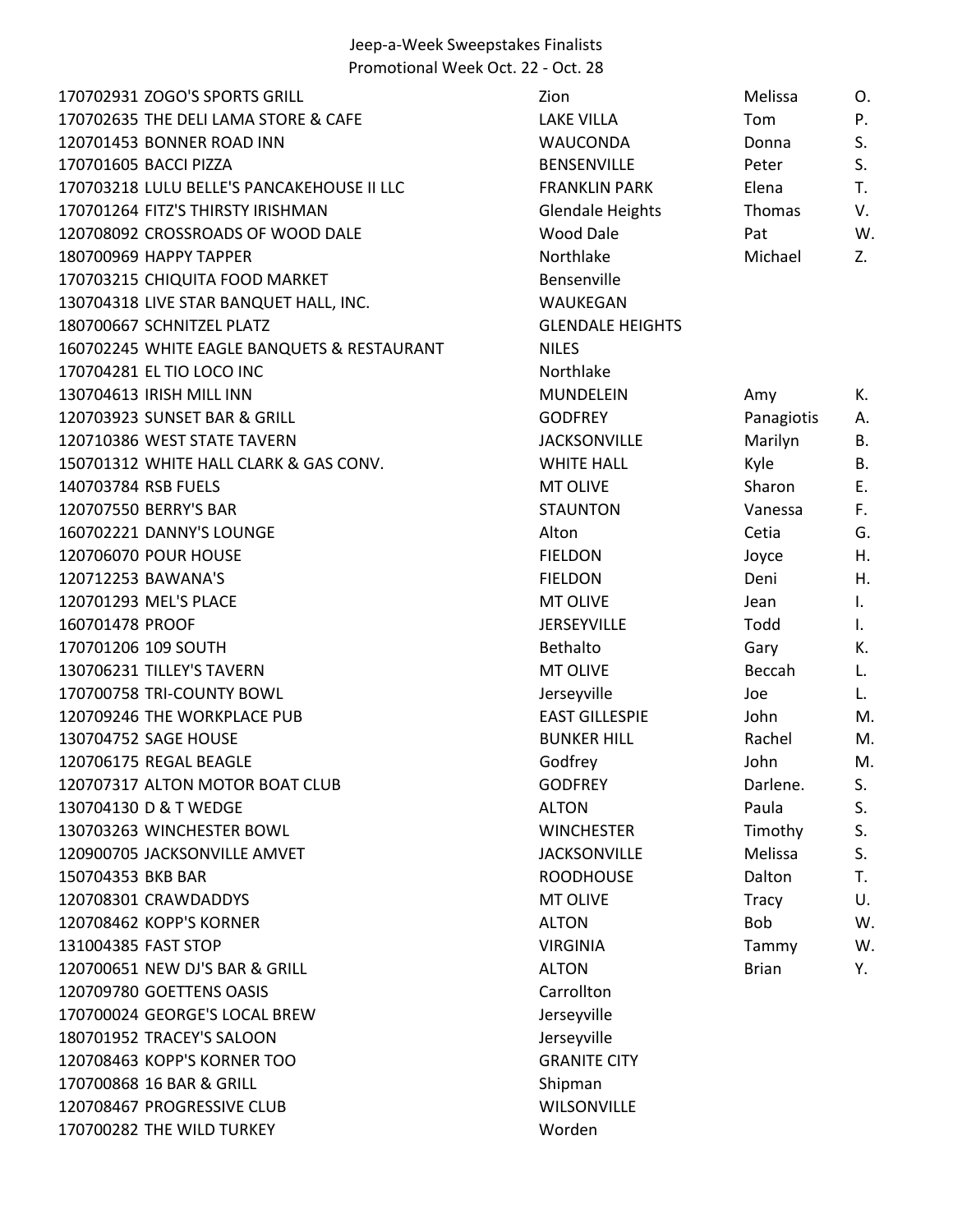Jeep-a-Week Sweepstakes Finalists
Promotional Week Oct. 22 - Oct. 28

| | | | | |
|---|---|---|---|---|
| 170702931 | ZOGO'S SPORTS GRILL | Zion | Melissa | O. |
| 170702635 | THE DELI LAMA STORE & CAFE | LAKE VILLA | Tom | P. |
| 120701453 | BONNER ROAD INN | WAUCONDA | Donna | S. |
| 170701605 | BACCI PIZZA | BENSENVILLE | Peter | S. |
| 170703218 | LULU BELLE'S PANCAKEHOUSE II LLC | FRANKLIN PARK | Elena | T. |
| 170701264 | FITZ'S THIRSTY IRISHMAN | Glendale Heights | Thomas | V. |
| 120708092 | CROSSROADS OF WOOD DALE | Wood Dale | Pat | W. |
| 180700969 | HAPPY TAPPER | Northlake | Michael | Z. |
| 170703215 | CHIQUITA FOOD MARKET | Bensenville | | |
| 130704318 | LIVE STAR BANQUET HALL, INC. | WAUKEGAN | | |
| 180700667 | SCHNITZEL PLATZ | GLENDALE HEIGHTS | | |
| 160702245 | WHITE EAGLE BANQUETS & RESTAURANT | NILES | | |
| 170704281 | EL TIO LOCO INC | Northlake | | |
| 130704613 | IRISH MILL INN | MUNDELEIN | Amy | K. |
| 120703923 | SUNSET BAR & GRILL | GODFREY | Panagiotis | A. |
| 120710386 | WEST STATE TAVERN | JACKSONVILLE | Marilyn | B. |
| 150701312 | WHITE HALL CLARK & GAS CONV. | WHITE HALL | Kyle | B. |
| 140703784 | RSB FUELS | MT OLIVE | Sharon | E. |
| 120707550 | BERRY'S BAR | STAUNTON | Vanessa | F. |
| 160702221 | DANNY'S LOUNGE | Alton | Cetia | G. |
| 120706070 | POUR HOUSE | FIELDON | Joyce | H. |
| 120712253 | BAWANA'S | FIELDON | Deni | H. |
| 120701293 | MEL'S PLACE | MT OLIVE | Jean | I. |
| 160701478 | PROOF | JERSEYVILLE | Todd | I. |
| 170701206 | 109 SOUTH | Bethalto | Gary | K. |
| 130706231 | TILLEY'S TAVERN | MT OLIVE | Beccah | L. |
| 170700758 | TRI-COUNTY BOWL | Jerseyville | Joe | L. |
| 120709246 | THE WORKPLACE PUB | EAST GILLESPIE | John | M. |
| 130704752 | SAGE HOUSE | BUNKER HILL | Rachel | M. |
| 120706175 | REGAL BEAGLE | Godfrey | John | M. |
| 120707317 | ALTON MOTOR BOAT CLUB | GODFREY | Darlene. | S. |
| 130704130 | D & T WEDGE | ALTON | Paula | S. |
| 130703263 | WINCHESTER BOWL | WINCHESTER | Timothy | S. |
| 120900705 | JACKSONVILLE AMVET | JACKSONVILLE | Melissa | S. |
| 150704353 | BKB BAR | ROODHOUSE | Dalton | T. |
| 120708301 | CRAWDADDYS | MT OLIVE | Tracy | U. |
| 120708462 | KOPP'S KORNER | ALTON | Bob | W. |
| 131004385 | FAST STOP | VIRGINIA | Tammy | W. |
| 120700651 | NEW DJ'S BAR & GRILL | ALTON | Brian | Y. |
| 120709780 | GOETTENS OASIS | Carrollton | | |
| 170700024 | GEORGE'S LOCAL BREW | Jerseyville | | |
| 180701952 | TRACEY'S SALOON | Jerseyville | | |
| 120708463 | KOPP'S KORNER TOO | GRANITE CITY | | |
| 170700868 | 16 BAR & GRILL | Shipman | | |
| 120708467 | PROGRESSIVE CLUB | WILSONVILLE | | |
| 170700282 | THE WILD TURKEY | Worden | | |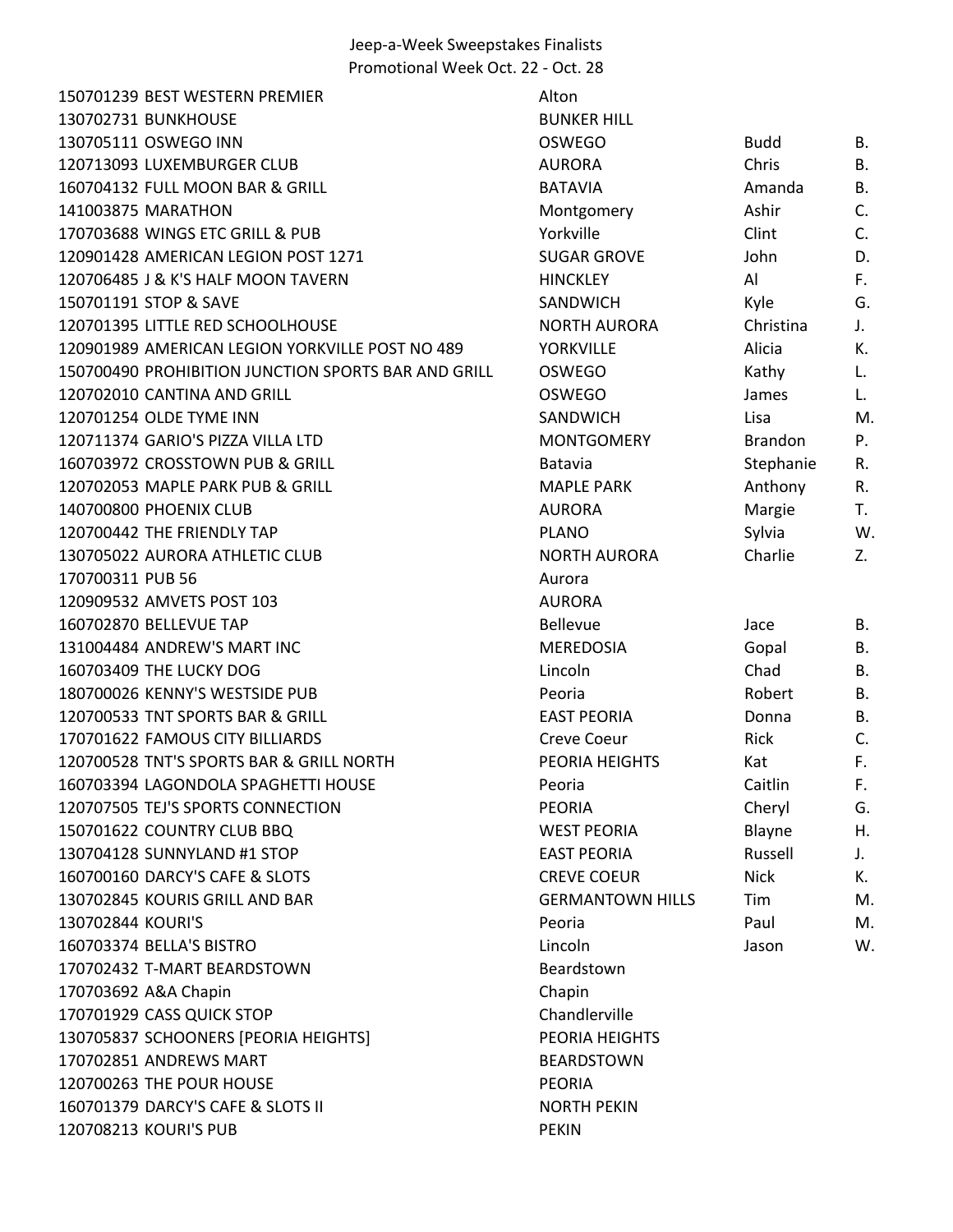# Jeep-a-Week Sweepstakes Finalists

## Promotional Week Oct. 22 - Oct. 28

| ID | Location | City | First Name | Last Initial |
|---|---|---|---|---|
| 150701239 | BEST WESTERN PREMIER | Alton | | |
| 130702731 | BUNKHOUSE | BUNKER HILL | | |
| 130705111 | OSWEGO INN | OSWEGO | Budd | B. |
| 120713093 | LUXEMBURGER CLUB | AURORA | Chris | B. |
| 160704132 | FULL MOON BAR & GRILL | BATAVIA | Amanda | B. |
| 141003875 | MARATHON | Montgomery | Ashir | C. |
| 170703688 | WINGS ETC GRILL & PUB | Yorkville | Clint | C. |
| 120901428 | AMERICAN LEGION POST 1271 | SUGAR GROVE | John | D. |
| 120706485 | J & K'S HALF MOON TAVERN | HINCKLEY | Al | F. |
| 150701191 | STOP & SAVE | SANDWICH | Kyle | G. |
| 120701395 | LITTLE RED SCHOOLHOUSE | NORTH AURORA | Christina | J. |
| 120901989 | AMERICAN LEGION YORKVILLE POST NO 489 | YORKVILLE | Alicia | K. |
| 150700490 | PROHIBITION JUNCTION SPORTS BAR AND GRILL | OSWEGO | Kathy | L. |
| 120702010 | CANTINA AND GRILL | OSWEGO | James | L. |
| 120701254 | OLDE TYME INN | SANDWICH | Lisa | M. |
| 120711374 | GARIO'S PIZZA VILLA LTD | MONTGOMERY | Brandon | P. |
| 160703972 | CROSSTOWN PUB & GRILL | Batavia | Stephanie | R. |
| 120702053 | MAPLE PARK PUB & GRILL | MAPLE PARK | Anthony | R. |
| 140700800 | PHOENIX CLUB | AURORA | Margie | T. |
| 120700442 | THE FRIENDLY TAP | PLANO | Sylvia | W. |
| 130705022 | AURORA ATHLETIC CLUB | NORTH AURORA | Charlie | Z. |
| 170700311 | PUB 56 | Aurora | | |
| 120909532 | AMVETS POST 103 | AURORA | | |
| 160702870 | BELLEVUE TAP | Bellevue | Jace | B. |
| 131004484 | ANDREW'S MART INC | MEREDOSIA | Gopal | B. |
| 160703409 | THE LUCKY DOG | Lincoln | Chad | B. |
| 180700026 | KENNY'S WESTSIDE PUB | Peoria | Robert | B. |
| 120700533 | TNT SPORTS BAR & GRILL | EAST PEORIA | Donna | B. |
| 170701622 | FAMOUS CITY BILLIARDS | Creve Coeur | Rick | C. |
| 120700528 | TNT'S SPORTS BAR & GRILL NORTH | PEORIA HEIGHTS | Kat | F. |
| 160703394 | LAGONDOLA SPAGHETTI HOUSE | Peoria | Caitlin | F. |
| 120707505 | TEJ'S SPORTS CONNECTION | PEORIA | Cheryl | G. |
| 150701622 | COUNTRY CLUB BBQ | WEST PEORIA | Blayne | H. |
| 130704128 | SUNNYLAND #1 STOP | EAST PEORIA | Russell | J. |
| 160700160 | DARCY'S CAFE & SLOTS | CREVE COEUR | Nick | K. |
| 130702845 | KOURIS GRILL AND BAR | GERMANTOWN HILLS | Tim | M. |
| 130702844 | KOURI'S | Peoria | Paul | M. |
| 160703374 | BELLA'S BISTRO | Lincoln | Jason | W. |
| 170702432 | T-MART BEARDSTOWN | Beardstown | | |
| 170703692 | A&A Chapin | Chapin | | |
| 170701929 | CASS QUICK STOP | Chandlerville | | |
| 130705837 | SCHOONERS [PEORIA HEIGHTS] | PEORIA HEIGHTS | | |
| 170702851 | ANDREWS MART | BEARDSTOWN | | |
| 120700263 | THE POUR HOUSE | PEORIA | | |
| 160701379 | DARCY'S CAFE & SLOTS II | NORTH PEKIN | | |
| 120708213 | KOURI'S PUB | PEKIN | | |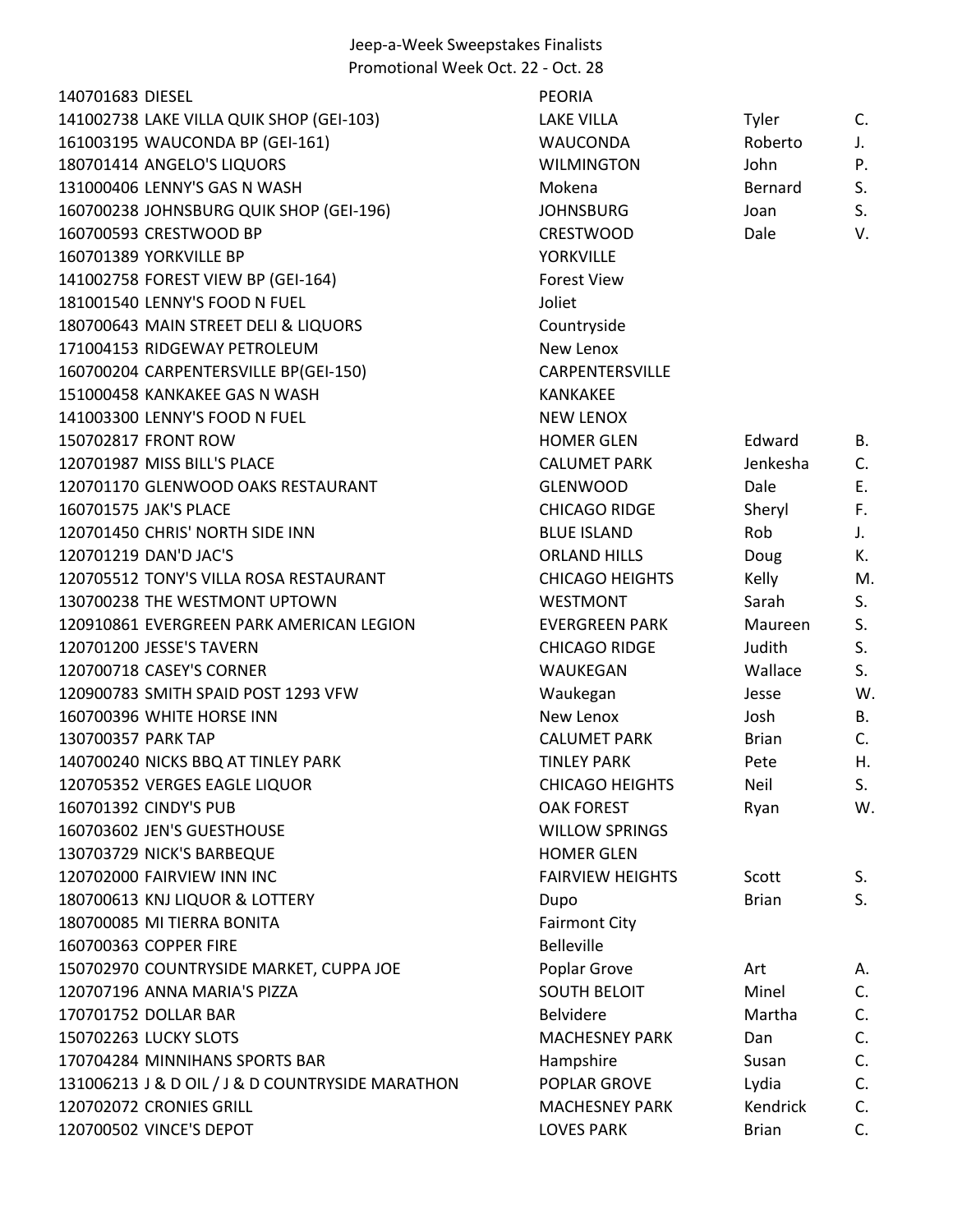# Jeep-a-Week Sweepstakes Finalists

## Promotional Week Oct. 22 - Oct. 28

| ID | Location | City | First Name | Last Initial |
|---|---|---|---|---|
| 140701683 | DIESEL | PEORIA | | |
| 141002738 | LAKE VILLA QUIK SHOP (GEI-103) | LAKE VILLA | Tyler | C. |
| 161003195 | WAUCONDA BP (GEI-161) | WAUCONDA | Roberto | J. |
| 180701414 | ANGELO'S LIQUORS | WILMINGTON | John | P. |
| 131000406 | LENNY'S GAS N WASH | Mokena | Bernard | S. |
| 160700238 | JOHNSBURG QUIK SHOP (GEI-196) | JOHNSBURG | Joan | S. |
| 160700593 | CRESTWOOD BP | CRESTWOOD | Dale | V. |
| 160701389 | YORKVILLE BP | YORKVILLE | | |
| 141002758 | FOREST VIEW BP (GEI-164) | Forest View | | |
| 181001540 | LENNY'S FOOD N FUEL | Joliet | | |
| 180700643 | MAIN STREET DELI & LIQUORS | Countryside | | |
| 171004153 | RIDGEWAY PETROLEUM | New Lenox | | |
| 160700204 | CARPENTERSVILLE BP(GEI-150) | CARPENTERSVILLE | | |
| 151000458 | KANKAKEE GAS N WASH | KANKAKEE | | |
| 141003300 | LENNY'S FOOD N FUEL | NEW LENOX | | |
| 150702817 | FRONT ROW | HOMER GLEN | Edward | B. |
| 120701987 | MISS BILL'S PLACE | CALUMET PARK | Jenkesha | C. |
| 120701170 | GLENWOOD OAKS RESTAURANT | GLENWOOD | Dale | E. |
| 160701575 | JAK'S PLACE | CHICAGO RIDGE | Sheryl | F. |
| 120701450 | CHRIS' NORTH SIDE INN | BLUE ISLAND | Rob | J. |
| 120701219 | DAN'D JAC'S | ORLAND HILLS | Doug | K. |
| 120705512 | TONY'S VILLA ROSA RESTAURANT | CHICAGO HEIGHTS | Kelly | M. |
| 130700238 | THE WESTMONT UPTOWN | WESTMONT | Sarah | S. |
| 120910861 | EVERGREEN PARK AMERICAN LEGION | EVERGREEN PARK | Maureen | S. |
| 120701200 | JESSE'S TAVERN | CHICAGO RIDGE | Judith | S. |
| 120700718 | CASEY'S CORNER | WAUKEGAN | Wallace | S. |
| 120900783 | SMITH SPAID POST 1293 VFW | Waukegan | Jesse | W. |
| 160700396 | WHITE HORSE INN | New Lenox | Josh | B. |
| 130700357 | PARK TAP | CALUMET PARK | Brian | C. |
| 140700240 | NICKS BBQ AT TINLEY PARK | TINLEY PARK | Pete | H. |
| 120705352 | VERGES EAGLE LIQUOR | CHICAGO HEIGHTS | Neil | S. |
| 160701392 | CINDY'S PUB | OAK FOREST | Ryan | W. |
| 160703602 | JEN'S GUESTHOUSE | WILLOW SPRINGS | | |
| 130703729 | NICK'S BARBEQUE | HOMER GLEN | | |
| 120702000 | FAIRVIEW INN INC | FAIRVIEW HEIGHTS | Scott | S. |
| 180700613 | KNJ LIQUOR & LOTTERY | Dupo | Brian | S. |
| 180700085 | MI TIERRA BONITA | Fairmont City | | |
| 160700363 | COPPER FIRE | Belleville | | |
| 150702970 | COUNTRYSIDE MARKET, CUPPA JOE | Poplar Grove | Art | A. |
| 120707196 | ANNA MARIA'S PIZZA | SOUTH BELOIT | Minel | C. |
| 170701752 | DOLLAR BAR | Belvidere | Martha | C. |
| 150702263 | LUCKY SLOTS | MACHESNEY PARK | Dan | C. |
| 170704284 | MINNIHANS SPORTS BAR | Hampshire | Susan | C. |
| 131006213 | J & D OIL / J & D COUNTRYSIDE MARATHON | POPLAR GROVE | Lydia | C. |
| 120702072 | CRONIES GRILL | MACHESNEY PARK | Kendrick | C. |
| 120700502 | VINCE'S DEPOT | LOVES PARK | Brian | C. |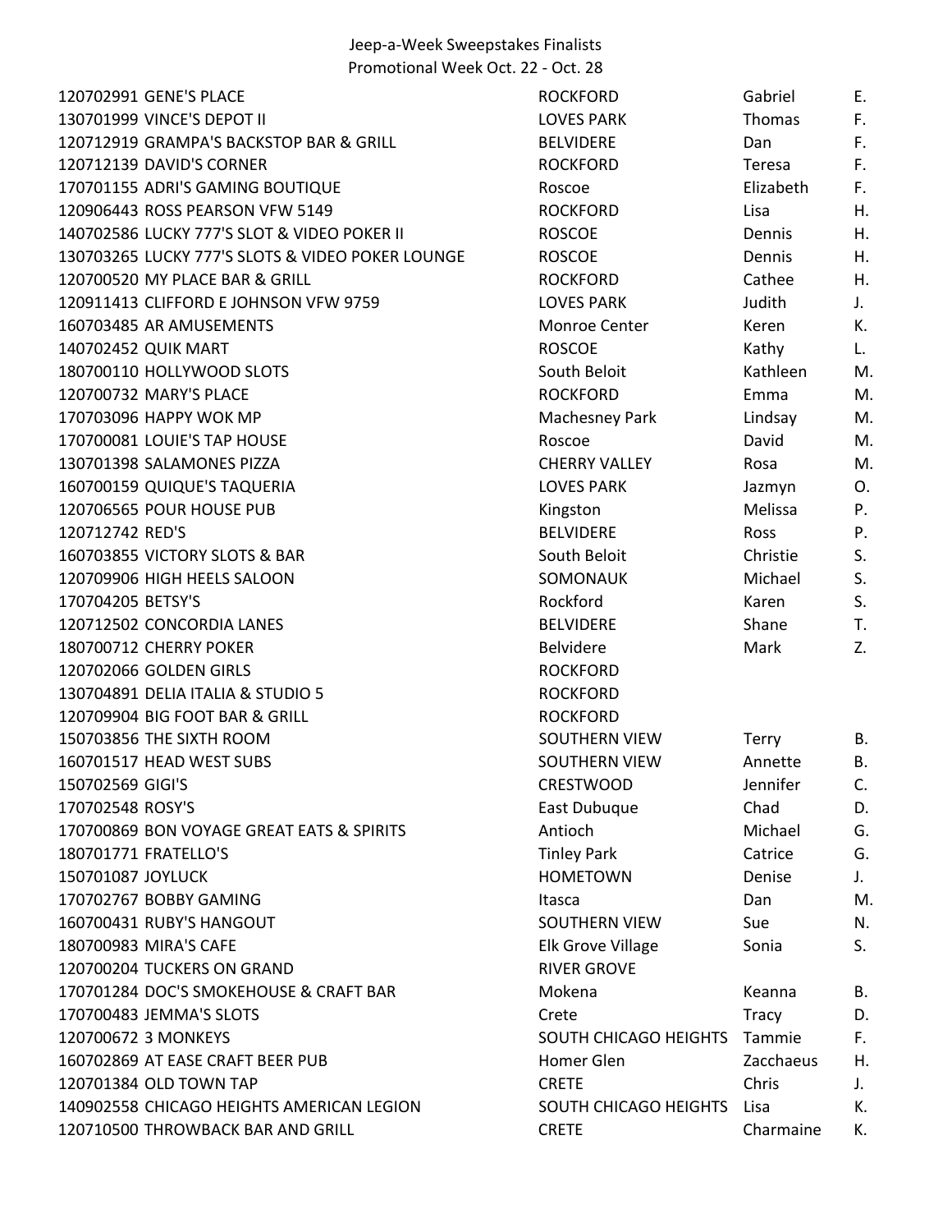Jeep-a-Week Sweepstakes Finalists
Promotional Week Oct. 22 - Oct. 28

| | | | | |
|---|---|---|---|---|
| 120702991 | GENE'S PLACE | ROCKFORD | Gabriel | E. |
| 130701999 | VINCE'S DEPOT II | LOVES PARK | Thomas | F. |
| 120712919 | GRAMPA'S BACKSTOP BAR & GRILL | BELVIDERE | Dan | F. |
| 120712139 | DAVID'S CORNER | ROCKFORD | Teresa | F. |
| 170701155 | ADRI'S GAMING BOUTIQUE | Roscoe | Elizabeth | F. |
| 120906443 | ROSS PEARSON VFW 5149 | ROCKFORD | Lisa | H. |
| 140702586 | LUCKY 777'S SLOT & VIDEO POKER II | ROSCOE | Dennis | H. |
| 130703265 | LUCKY 777'S SLOTS & VIDEO POKER LOUNGE | ROSCOE | Dennis | H. |
| 120700520 | MY PLACE BAR & GRILL | ROCKFORD | Cathee | H. |
| 120911413 | CLIFFORD E JOHNSON VFW 9759 | LOVES PARK | Judith | J. |
| 160703485 | AR AMUSEMENTS | Monroe Center | Keren | K. |
| 140702452 | QUIK MART | ROSCOE | Kathy | L. |
| 180700110 | HOLLYWOOD SLOTS | South Beloit | Kathleen | M. |
| 120700732 | MARY'S PLACE | ROCKFORD | Emma | M. |
| 170703096 | HAPPY WOK MP | Machesney Park | Lindsay | M. |
| 170700081 | LOUIE'S TAP HOUSE | Roscoe | David | M. |
| 130701398 | SALAMONES PIZZA | CHERRY VALLEY | Rosa | M. |
| 160700159 | QUIQUE'S TAQUERIA | LOVES PARK | Jazmyn | O. |
| 120706565 | POUR HOUSE PUB | Kingston | Melissa | P. |
| 120712742 | RED'S | BELVIDERE | Ross | P. |
| 160703855 | VICTORY SLOTS & BAR | South Beloit | Christie | S. |
| 120709906 | HIGH HEELS SALOON | SOMONAUK | Michael | S. |
| 170704205 | BETSY'S | Rockford | Karen | S. |
| 120712502 | CONCORDIA LANES | BELVIDERE | Shane | T. |
| 180700712 | CHERRY POKER | Belvidere | Mark | Z. |
| 120702066 | GOLDEN GIRLS | ROCKFORD | | |
| 130704891 | DELIA ITALIA & STUDIO 5 | ROCKFORD | | |
| 120709904 | BIG FOOT BAR & GRILL | ROCKFORD | | |
| 150703856 | THE SIXTH ROOM | SOUTHERN VIEW | Terry | B. |
| 160701517 | HEAD WEST SUBS | SOUTHERN VIEW | Annette | B. |
| 150702569 | GIGI'S | CRESTWOOD | Jennifer | C. |
| 170702548 | ROSY'S | East Dubuque | Chad | D. |
| 170700869 | BON VOYAGE GREAT EATS & SPIRITS | Antioch | Michael | G. |
| 180701771 | FRATELLO'S | Tinley Park | Catrice | G. |
| 150701087 | JOYLUCK | HOMETOWN | Denise | J. |
| 170702767 | BOBBY GAMING | Itasca | Dan | M. |
| 160700431 | RUBY'S HANGOUT | SOUTHERN VIEW | Sue | N. |
| 180700983 | MIRA'S CAFE | Elk Grove Village | Sonia | S. |
| 120700204 | TUCKERS ON GRAND | RIVER GROVE | | |
| 170701284 | DOC'S SMOKEHOUSE & CRAFT BAR | Mokena | Keanna | B. |
| 170700483 | JEMMA'S SLOTS | Crete | Tracy | D. |
| 120700672 | 3 MONKEYS | SOUTH CHICAGO HEIGHTS | Tammie | F. |
| 160702869 | AT EASE CRAFT BEER PUB | Homer Glen | Zacchaeus | H. |
| 120701384 | OLD TOWN TAP | CRETE | Chris | J. |
| 140902558 | CHICAGO HEIGHTS AMERICAN LEGION | SOUTH CHICAGO HEIGHTS | Lisa | K. |
| 120710500 | THROWBACK BAR AND GRILL | CRETE | Charmaine | K. |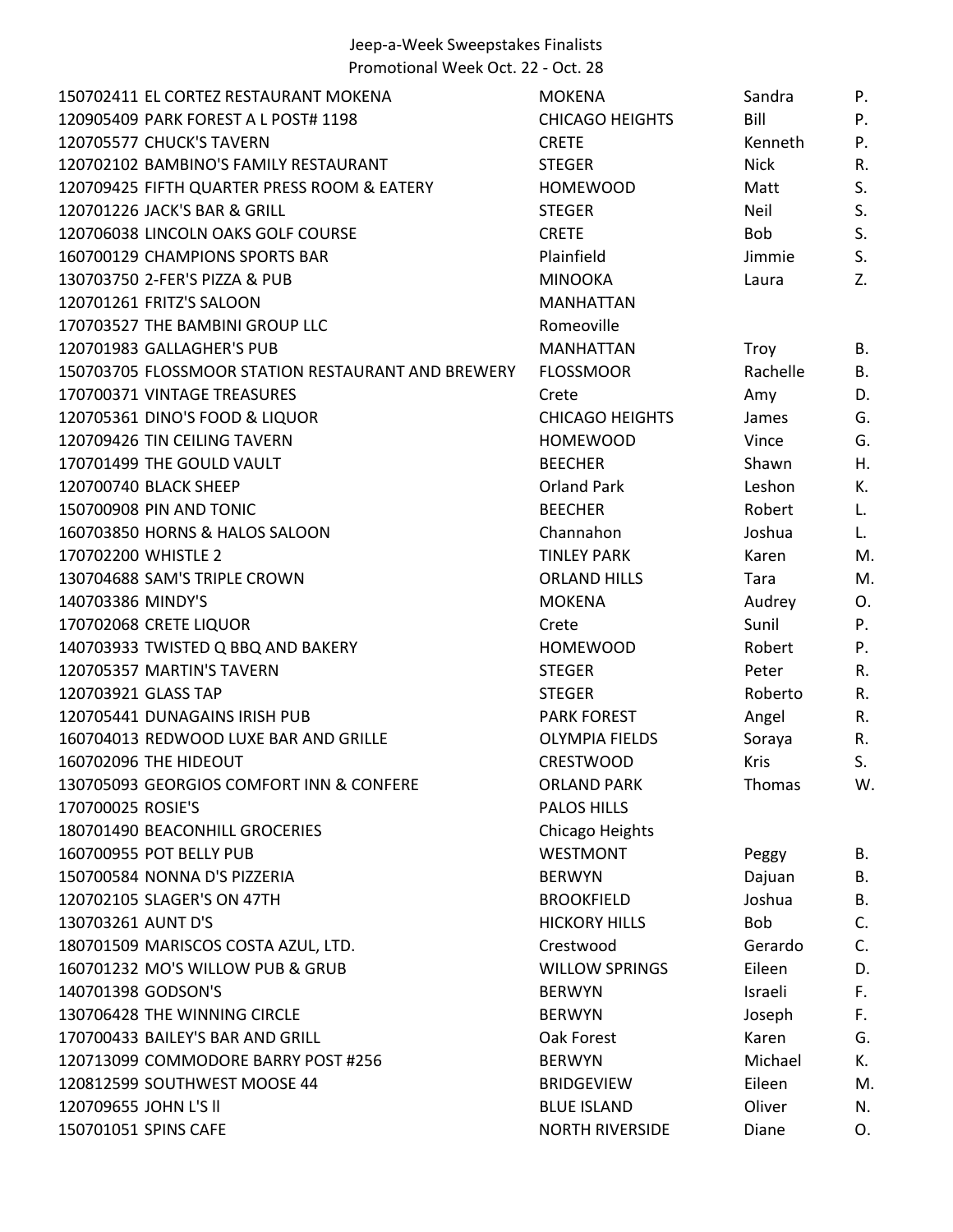Jeep-a-Week Sweepstakes Finalists
Promotional Week Oct. 22 - Oct. 28

| | | | | |
|---|---|---|---|---|
| 150702411 | EL CORTEZ RESTAURANT MOKENA | MOKENA | Sandra | P. |
| 120905409 | PARK FOREST A L POST# 1198 | CHICAGO HEIGHTS | Bill | P. |
| 120705577 | CHUCK'S TAVERN | CRETE | Kenneth | P. |
| 120702102 | BAMBINO'S FAMILY RESTAURANT | STEGER | Nick | R. |
| 120709425 | FIFTH QUARTER PRESS ROOM & EATERY | HOMEWOOD | Matt | S. |
| 120701226 | JACK'S BAR & GRILL | STEGER | Neil | S. |
| 120706038 | LINCOLN OAKS GOLF COURSE | CRETE | Bob | S. |
| 160700129 | CHAMPIONS SPORTS BAR | Plainfield | Jimmie | S. |
| 130703750 | 2-FER'S PIZZA & PUB | MINOOKA | Laura | Z. |
| 120701261 | FRITZ'S SALOON | MANHATTAN | | |
| 170703527 | THE BAMBINI GROUP LLC | Romeoville | | |
| 120701983 | GALLAGHER'S PUB | MANHATTAN | Troy | B. |
| 150703705 | FLOSSMOOR STATION RESTAURANT AND BREWERY | FLOSSMOOR | Rachelle | B. |
| 170700371 | VINTAGE TREASURES | Crete | Amy | D. |
| 120705361 | DINO'S FOOD & LIQUOR | CHICAGO HEIGHTS | James | G. |
| 120709426 | TIN CEILING TAVERN | HOMEWOOD | Vince | G. |
| 170701499 | THE GOULD VAULT | BEECHER | Shawn | H. |
| 120700740 | BLACK SHEEP | Orland Park | Leshon | K. |
| 150700908 | PIN AND TONIC | BEECHER | Robert | L. |
| 160703850 | HORNS & HALOS SALOON | Channahon | Joshua | L. |
| 170702200 | WHISTLE 2 | TINLEY PARK | Karen | M. |
| 130704688 | SAM'S TRIPLE CROWN | ORLAND HILLS | Tara | M. |
| 140703386 | MINDY'S | MOKENA | Audrey | O. |
| 170702068 | CRETE LIQUOR | Crete | Sunil | P. |
| 140703933 | TWISTED Q BBQ AND BAKERY | HOMEWOOD | Robert | P. |
| 120705357 | MARTIN'S TAVERN | STEGER | Peter | R. |
| 120703921 | GLASS TAP | STEGER | Roberto | R. |
| 120705441 | DUNAGAINS IRISH PUB | PARK FOREST | Angel | R. |
| 160704013 | REDWOOD LUXE BAR AND GRILLE | OLYMPIA FIELDS | Soraya | R. |
| 160702096 | THE HIDEOUT | CRESTWOOD | Kris | S. |
| 130705093 | GEORGIOS COMFORT INN & CONFERE | ORLAND PARK | Thomas | W. |
| 170700025 | ROSIE'S | PALOS HILLS | | |
| 180701490 | BEACONHILL GROCERIES | Chicago Heights | | |
| 160700955 | POT BELLY PUB | WESTMONT | Peggy | B. |
| 150700584 | NONNA D'S PIZZERIA | BERWYN | Dajuan | B. |
| 120702105 | SLAGER'S ON 47TH | BROOKFIELD | Joshua | B. |
| 130703261 | AUNT D'S | HICKORY HILLS | Bob | C. |
| 180701509 | MARISCOS COSTA AZUL, LTD. | Crestwood | Gerardo | C. |
| 160701232 | MO'S WILLOW PUB & GRUB | WILLOW SPRINGS | Eileen | D. |
| 140701398 | GODSON'S | BERWYN | Israeli | F. |
| 130706428 | THE WINNING CIRCLE | BERWYN | Joseph | F. |
| 170700433 | BAILEY'S BAR AND GRILL | Oak Forest | Karen | G. |
| 120713099 | COMMODORE BARRY POST #256 | BERWYN | Michael | K. |
| 120812599 | SOUTHWEST MOOSE 44 | BRIDGEVIEW | Eileen | M. |
| 120709655 | JOHN L'S ll | BLUE ISLAND | Oliver | N. |
| 150701051 | SPINS CAFE | NORTH RIVERSIDE | Diane | O. |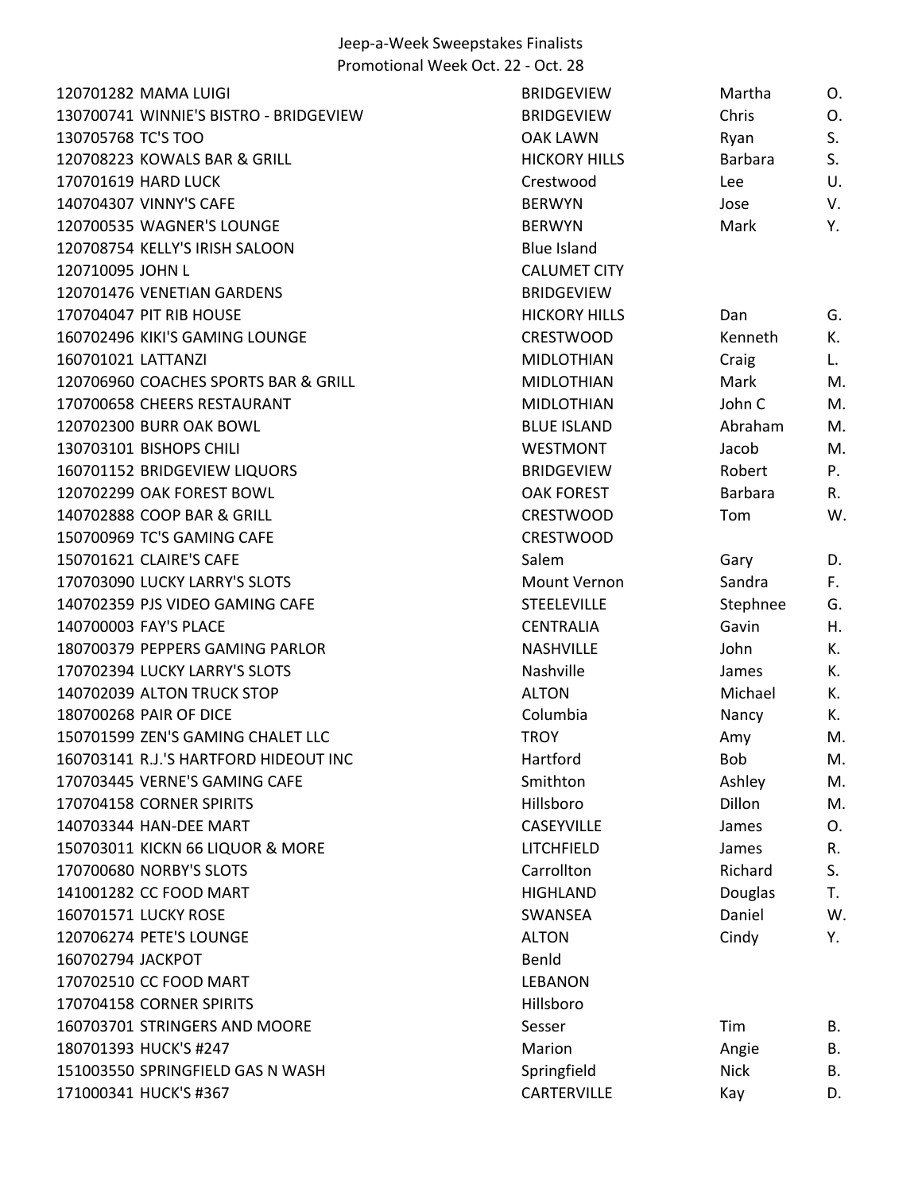Jeep-a-Week Sweepstakes Finalists
Promotional Week Oct. 22 - Oct. 28

| | | | | |
|---|---|---|---|---|
| 120701282 | MAMA LUIGI | BRIDGEVIEW | Martha | O. |
| 130700741 | WINNIE'S BISTRO - BRIDGEVIEW | BRIDGEVIEW | Chris | O. |
| 130705768 | TC'S TOO | OAK LAWN | Ryan | S. |
| 120708223 | KOWALS BAR & GRILL | HICKORY HILLS | Barbara | S. |
| 170701619 | HARD LUCK | Crestwood | Lee | U. |
| 140704307 | VINNY'S CAFE | BERWYN | Jose | V. |
| 120700535 | WAGNER'S LOUNGE | BERWYN | Mark | Y. |
| 120708754 | KELLY'S IRISH SALOON | Blue Island | | |
| 120710095 | JOHN L | CALUMET CITY | | |
| 120701476 | VENETIAN GARDENS | BRIDGEVIEW | | |
| 170704047 | PIT RIB HOUSE | HICKORY HILLS | Dan | G. |
| 160702496 | KIKI'S GAMING LOUNGE | CRESTWOOD | Kenneth | K. |
| 160701021 | LATTANZI | MIDLOTHIAN | Craig | L. |
| 120706960 | COACHES SPORTS BAR & GRILL | MIDLOTHIAN | Mark | M. |
| 170700658 | CHEERS RESTAURANT | MIDLOTHIAN | John C | M. |
| 120702300 | BURR OAK BOWL | BLUE ISLAND | Abraham | M. |
| 130703101 | BISHOPS CHILI | WESTMONT | Jacob | M. |
| 160701152 | BRIDGEVIEW LIQUORS | BRIDGEVIEW | Robert | P. |
| 120702299 | OAK FOREST BOWL | OAK FOREST | Barbara | R. |
| 140702888 | COOP BAR & GRILL | CRESTWOOD | Tom | W. |
| 150700969 | TC'S GAMING CAFE | CRESTWOOD | | |
| 150701621 | CLAIRE'S CAFE | Salem | Gary | D. |
| 170703090 | LUCKY LARRY'S SLOTS | Mount Vernon | Sandra | F. |
| 140702359 | PJS VIDEO GAMING CAFE | STEELEVILLE | Stephnee | G. |
| 140700003 | FAY'S PLACE | CENTRALIA | Gavin | H. |
| 180700379 | PEPPERS GAMING PARLOR | NASHVILLE | John | K. |
| 170702394 | LUCKY LARRY'S SLOTS | Nashville | James | K. |
| 140702039 | ALTON TRUCK STOP | ALTON | Michael | K. |
| 180700268 | PAIR OF DICE | Columbia | Nancy | K. |
| 150701599 | ZEN'S GAMING CHALET LLC | TROY | Amy | M. |
| 160703141 | R.J.'S HARTFORD HIDEOUT INC | Hartford | Bob | M. |
| 170703445 | VERNE'S GAMING CAFE | Smithton | Ashley | M. |
| 170704158 | CORNER SPIRITS | Hillsboro | Dillon | M. |
| 140703344 | HAN-DEE MART | CASEYVILLE | James | O. |
| 150703011 | KICKN 66 LIQUOR & MORE | LITCHFIELD | James | R. |
| 170700680 | NORBY'S SLOTS | Carrollton | Richard | S. |
| 141001282 | CC FOOD MART | HIGHLAND | Douglas | T. |
| 160701571 | LUCKY ROSE | SWANSEA | Daniel | W. |
| 120706274 | PETE'S LOUNGE | ALTON | Cindy | Y. |
| 160702794 | JACKPOT | Benld | | |
| 170702510 | CC FOOD MART | LEBANON | | |
| 170704158 | CORNER SPIRITS | Hillsboro | | |
| 160703701 | STRINGERS AND MOORE | Sesser | Tim | B. |
| 180701393 | HUCK'S #247 | Marion | Angie | B. |
| 151003550 | SPRINGFIELD GAS N WASH | Springfield | Nick | B. |
| 171000341 | HUCK'S #367 | CARTERVILLE | Kay | D. |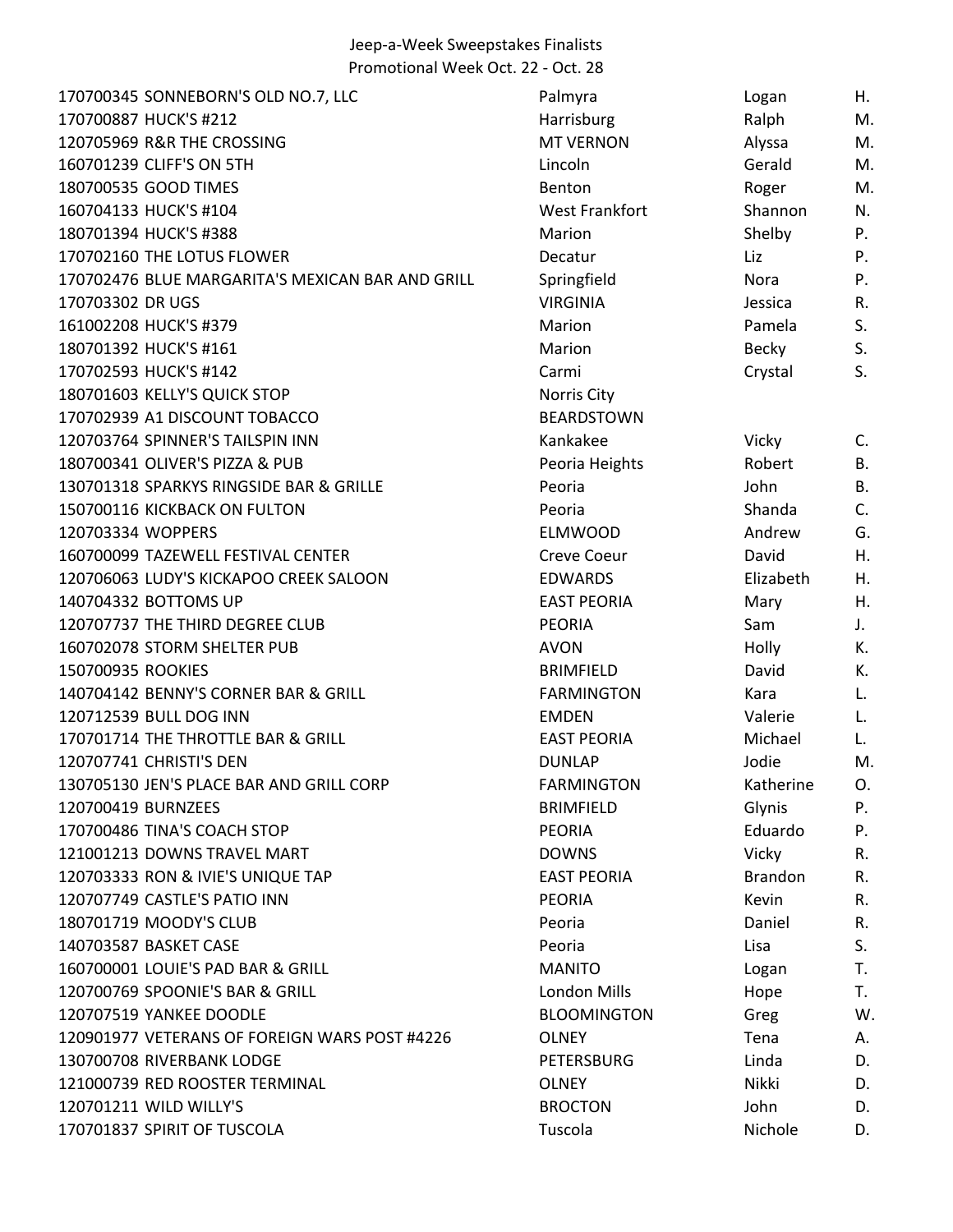Jeep-a-Week Sweepstakes Finalists
Promotional Week Oct. 22 - Oct. 28

| | | | |
|---|---|---|---|
| 170700345 SONNEBORN'S OLD NO.7, LLC | Palmyra | Logan | H. |
| 170700887 HUCK'S #212 | Harrisburg | Ralph | M. |
| 120705969 R&R THE CROSSING | MT VERNON | Alyssa | M. |
| 160701239 CLIFF'S ON 5TH | Lincoln | Gerald | M. |
| 180700535 GOOD TIMES | Benton | Roger | M. |
| 160704133 HUCK'S #104 | West Frankfort | Shannon | N. |
| 180701394 HUCK'S #388 | Marion | Shelby | P. |
| 170702160 THE LOTUS FLOWER | Decatur | Liz | P. |
| 170702476 BLUE MARGARITA'S MEXICAN BAR AND GRILL | Springfield | Nora | P. |
| 170703302 DR UGS | VIRGINIA | Jessica | R. |
| 161002208 HUCK'S #379 | Marion | Pamela | S. |
| 180701392 HUCK'S #161 | Marion | Becky | S. |
| 170702593 HUCK'S #142 | Carmi | Crystal | S. |
| 180701603 KELLY'S QUICK STOP | Norris City | | |
| 170702939 A1 DISCOUNT TOBACCO | BEARDSTOWN | | |
| 120703764 SPINNER'S TAILSPIN INN | Kankakee | Vicky | C. |
| 180700341 OLIVER'S PIZZA & PUB | Peoria Heights | Robert | B. |
| 130701318 SPARKYS RINGSIDE BAR & GRILLE | Peoria | John | B. |
| 150700116 KICKBACK ON FULTON | Peoria | Shanda | C. |
| 120703334 WOPPERS | ELMWOOD | Andrew | G. |
| 160700099 TAZEWELL FESTIVAL CENTER | Creve Coeur | David | H. |
| 120706063 LUDY'S KICKAPOO CREEK SALOON | EDWARDS | Elizabeth | H. |
| 140704332 BOTTOMS UP | EAST PEORIA | Mary | H. |
| 120707737 THE THIRD DEGREE CLUB | PEORIA | Sam | J. |
| 160702078 STORM SHELTER PUB | AVON | Holly | K. |
| 150700935 ROOKIES | BRIMFIELD | David | K. |
| 140704142 BENNY'S CORNER BAR & GRILL | FARMINGTON | Kara | L. |
| 120712539 BULL DOG INN | EMDEN | Valerie | L. |
| 170701714 THE THROTTLE BAR & GRILL | EAST PEORIA | Michael | L. |
| 120707741 CHRISTI'S DEN | DUNLAP | Jodie | M. |
| 130705130 JEN'S PLACE BAR AND GRILL CORP | FARMINGTON | Katherine | O. |
| 120700419 BURNZEES | BRIMFIELD | Glynis | P. |
| 170700486 TINA'S COACH STOP | PEORIA | Eduardo | P. |
| 121001213 DOWNS TRAVEL MART | DOWNS | Vicky | R. |
| 120703333 RON & IVIE'S UNIQUE TAP | EAST PEORIA | Brandon | R. |
| 120707749 CASTLE'S PATIO INN | PEORIA | Kevin | R. |
| 180701719 MOODY'S CLUB | Peoria | Daniel | R. |
| 140703587 BASKET CASE | Peoria | Lisa | S. |
| 160700001 LOUIE'S PAD BAR & GRILL | MANITO | Logan | T. |
| 120700769 SPOONIE'S BAR & GRILL | London Mills | Hope | T. |
| 120707519 YANKEE DOODLE | BLOOMINGTON | Greg | W. |
| 120901977 VETERANS OF FOREIGN WARS POST #4226 | OLNEY | Tena | A. |
| 130700708 RIVERBANK LODGE | PETERSBURG | Linda | D. |
| 121000739 RED ROOSTER TERMINAL | OLNEY | Nikki | D. |
| 120701211 WILD WILLY'S | BROCTON | John | D. |
| 170701837 SPIRIT OF TUSCOLA | Tuscola | Nichole | D. |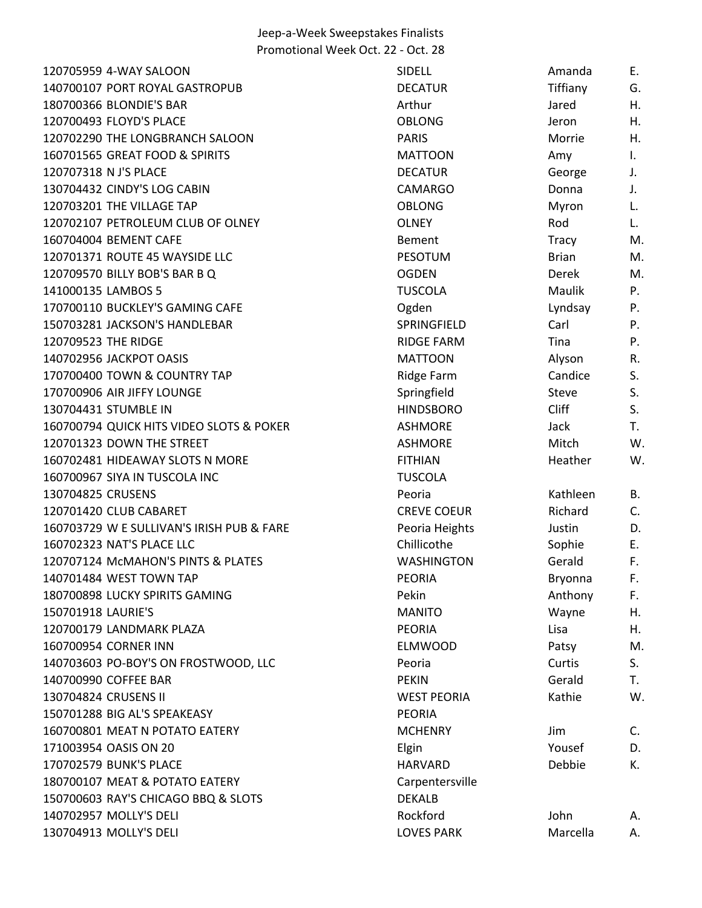Jeep-a-Week Sweepstakes Finalists
Promotional Week Oct. 22 - Oct. 28

| | | | | |
|---|---|---|---|---|
| 120705959 | 4-WAY SALOON | SIDELL | Amanda | E. |
| 140700107 | PORT ROYAL GASTROPUB | DECATUR | Tiffiany | G. |
| 180700366 | BLONDIE'S BAR | Arthur | Jared | H. |
| 120700493 | FLOYD'S PLACE | OBLONG | Jeron | H. |
| 120702290 | THE LONGBRANCH SALOON | PARIS | Morrie | H. |
| 160701565 | GREAT FOOD & SPIRITS | MATTOON | Amy | I. |
| 120707318 | N J'S PLACE | DECATUR | George | J. |
| 130704432 | CINDY'S LOG CABIN | CAMARGO | Donna | J. |
| 120703201 | THE VILLAGE TAP | OBLONG | Myron | L. |
| 120702107 | PETROLEUM CLUB OF OLNEY | OLNEY | Rod | L. |
| 160704004 | BEMENT CAFE | Bement | Tracy | M. |
| 120701371 | ROUTE 45 WAYSIDE LLC | PESOTUM | Brian | M. |
| 120709570 | BILLY BOB'S BAR B Q | OGDEN | Derek | M. |
| 141000135 | LAMBOS 5 | TUSCOLA | Maulik | P. |
| 170700110 | BUCKLEY'S GAMING CAFE | Ogden | Lyndsay | P. |
| 150703281 | JACKSON'S HANDLEBAR | SPRINGFIELD | Carl | P. |
| 120709523 | THE RIDGE | RIDGE FARM | Tina | P. |
| 140702956 | JACKPOT OASIS | MATTOON | Alyson | R. |
| 170700400 | TOWN & COUNTRY TAP | Ridge Farm | Candice | S. |
| 170700906 | AIR JIFFY LOUNGE | Springfield | Steve | S. |
| 130704431 | STUMBLE IN | HINDSBORO | Cliff | S. |
| 160700794 | QUICK HITS VIDEO SLOTS & POKER | ASHMORE | Jack | T. |
| 120701323 | DOWN THE STREET | ASHMORE | Mitch | W. |
| 160702481 | HIDEAWAY SLOTS N MORE | FITHIAN | Heather | W. |
| 160700967 | SIYA IN TUSCOLA INC | TUSCOLA | | |
| 130704825 | CRUSENS | Peoria | Kathleen | B. |
| 120701420 | CLUB CABARET | CREVE COEUR | Richard | C. |
| 160703729 | W E SULLIVAN'S IRISH PUB & FARE | Peoria Heights | Justin | D. |
| 160702323 | NAT'S PLACE LLC | Chillicothe | Sophie | E. |
| 120707124 | McMAHON'S PINTS & PLATES | WASHINGTON | Gerald | F. |
| 140701484 | WEST TOWN TAP | PEORIA | Bryonna | F. |
| 180700898 | LUCKY SPIRITS GAMING | Pekin | Anthony | F. |
| 150701918 | LAURIE'S | MANITO | Wayne | H. |
| 120700179 | LANDMARK PLAZA | PEORIA | Lisa | H. |
| 160700954 | CORNER INN | ELMWOOD | Patsy | M. |
| 140703603 | PO-BOY'S ON FROSTWOOD, LLC | Peoria | Curtis | S. |
| 140700990 | COFFEE BAR | PEKIN | Gerald | T. |
| 130704824 | CRUSENS II | WEST PEORIA | Kathie | W. |
| 150701288 | BIG AL'S SPEAKEASY | PEORIA | | |
| 160700801 | MEAT N POTATO EATERY | MCHENRY | Jim | C. |
| 171003954 | OASIS ON 20 | Elgin | Yousef | D. |
| 170702579 | BUNK'S PLACE | HARVARD | Debbie | K. |
| 180700107 | MEAT & POTATO EATERY | Carpentersville | | |
| 150700603 | RAY'S CHICAGO BBQ & SLOTS | DEKALB | | |
| 140702957 | MOLLY'S DELI | Rockford | John | A. |
| 130704913 | MOLLY'S DELI | LOVES PARK | Marcella | A. |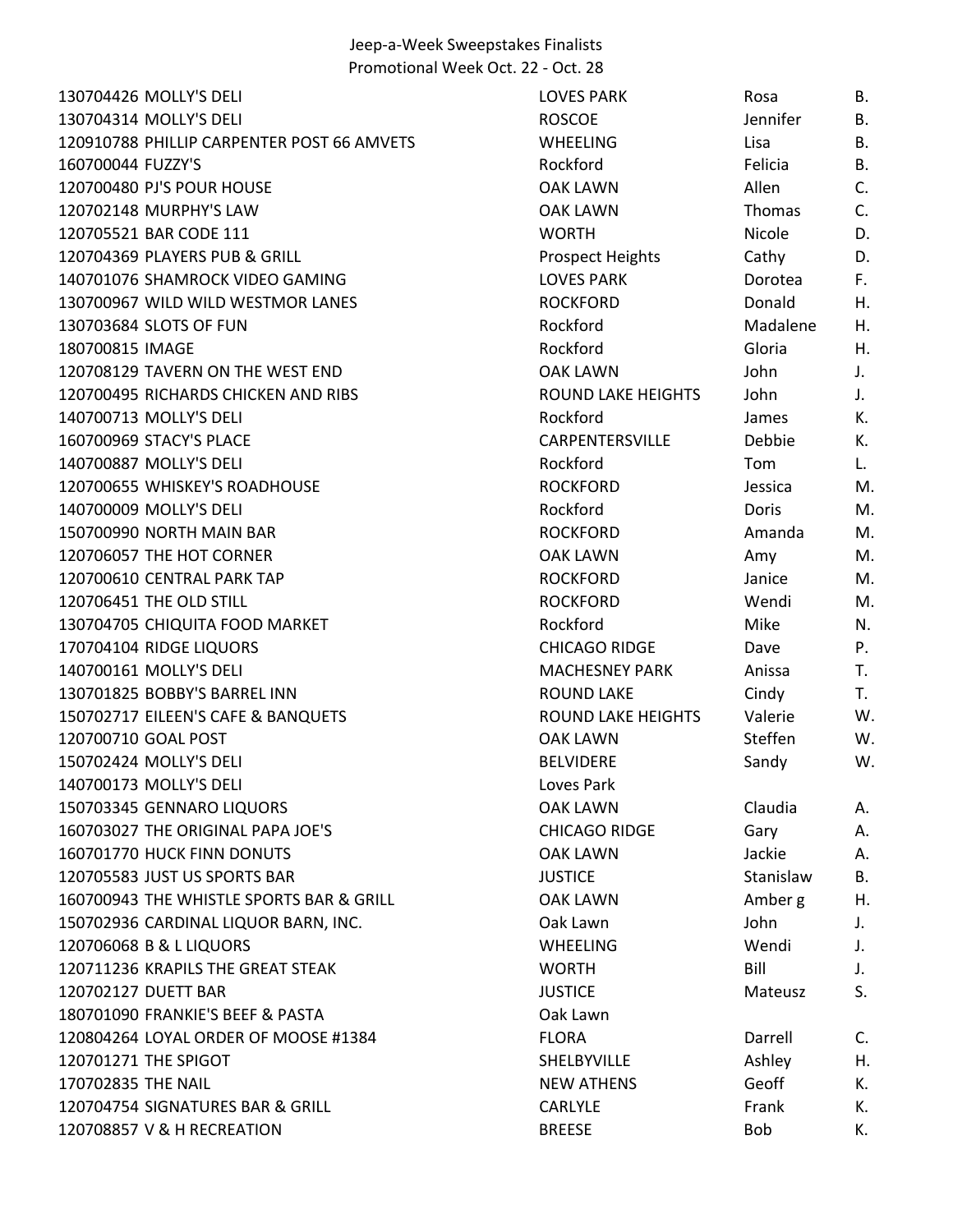Jeep-a-Week Sweepstakes Finalists
Promotional Week Oct. 22 - Oct. 28

| | | | | |
|---|---|---|---|---|
| 130704426 | MOLLY'S DELI | LOVES PARK | Rosa | B. |
| 130704314 | MOLLY'S DELI | ROSCOE | Jennifer | B. |
| 120910788 | PHILLIP CARPENTER POST 66 AMVETS | WHEELING | Lisa | B. |
| 160700044 | FUZZY'S | Rockford | Felicia | B. |
| 120700480 | PJ'S POUR HOUSE | OAK LAWN | Allen | C. |
| 120702148 | MURPHY'S LAW | OAK LAWN | Thomas | C. |
| 120705521 | BAR CODE 111 | WORTH | Nicole | D. |
| 120704369 | PLAYERS PUB & GRILL | Prospect Heights | Cathy | D. |
| 140701076 | SHAMROCK VIDEO GAMING | LOVES PARK | Dorotea | F. |
| 130700967 | WILD WILD WESTMOR LANES | ROCKFORD | Donald | H. |
| 130703684 | SLOTS OF FUN | Rockford | Madalene | H. |
| 180700815 | IMAGE | Rockford | Gloria | H. |
| 120708129 | TAVERN ON THE WEST END | OAK LAWN | John | J. |
| 120700495 | RICHARDS CHICKEN AND RIBS | ROUND LAKE HEIGHTS | John | J. |
| 140700713 | MOLLY'S DELI | Rockford | James | K. |
| 160700969 | STACY'S PLACE | CARPENTERSVILLE | Debbie | K. |
| 140700887 | MOLLY'S DELI | Rockford | Tom | L. |
| 120700655 | WHISKEY'S ROADHOUSE | ROCKFORD | Jessica | M. |
| 140700009 | MOLLY'S DELI | Rockford | Doris | M. |
| 150700990 | NORTH MAIN BAR | ROCKFORD | Amanda | M. |
| 120706057 | THE HOT CORNER | OAK LAWN | Amy | M. |
| 120700610 | CENTRAL PARK TAP | ROCKFORD | Janice | M. |
| 120706451 | THE OLD STILL | ROCKFORD | Wendi | M. |
| 130704705 | CHIQUITA FOOD MARKET | Rockford | Mike | N. |
| 170704104 | RIDGE LIQUORS | CHICAGO RIDGE | Dave | P. |
| 140700161 | MOLLY'S DELI | MACHESNEY PARK | Anissa | T. |
| 130701825 | BOBBY'S BARREL INN | ROUND LAKE | Cindy | T. |
| 150702717 | EILEEN'S CAFE & BANQUETS | ROUND LAKE HEIGHTS | Valerie | W. |
| 120700710 | GOAL POST | OAK LAWN | Steffen | W. |
| 150702424 | MOLLY'S DELI | BELVIDERE | Sandy | W. |
| 140700173 | MOLLY'S DELI | Loves Park | | |
| 150703345 | GENNARO LIQUORS | OAK LAWN | Claudia | A. |
| 160703027 | THE ORIGINAL PAPA JOE'S | CHICAGO RIDGE | Gary | A. |
| 160701770 | HUCK FINN DONUTS | OAK LAWN | Jackie | A. |
| 120705583 | JUST US SPORTS BAR | JUSTICE | Stanislaw | B. |
| 160700943 | THE WHISTLE SPORTS BAR & GRILL | OAK LAWN | Amber g | H. |
| 150702936 | CARDINAL LIQUOR BARN, INC. | Oak Lawn | John | J. |
| 120706068 | B & L LIQUORS | WHEELING | Wendi | J. |
| 120711236 | KRAPILS THE GREAT STEAK | WORTH | Bill | J. |
| 120702127 | DUETT BAR | JUSTICE | Mateusz | S. |
| 180701090 | FRANKIE'S BEEF & PASTA | Oak Lawn | | |
| 120804264 | LOYAL ORDER OF MOOSE #1384 | FLORA | Darrell | C. |
| 120701271 | THE SPIGOT | SHELBYVILLE | Ashley | H. |
| 170702835 | THE NAIL | NEW ATHENS | Geoff | K. |
| 120704754 | SIGNATURES BAR & GRILL | CARLYLE | Frank | K. |
| 120708857 | V & H RECREATION | BREESE | Bob | K. |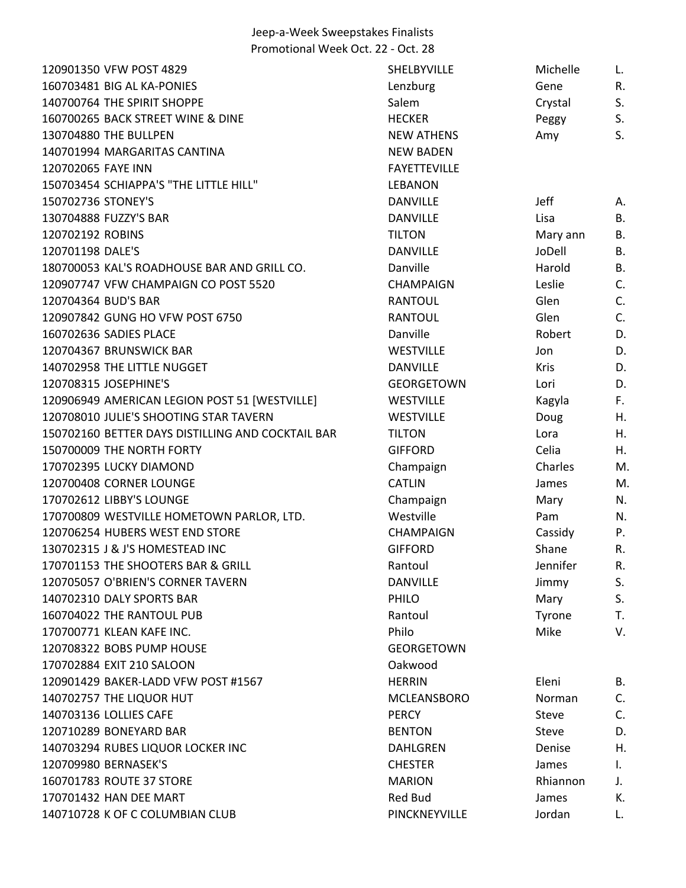Jeep-a-Week Sweepstakes Finalists
Promotional Week Oct. 22 - Oct. 28

| ID | Location | City | First Name | Last Initial |
|---|---|---|---|---|
| 120901350 | VFW POST 4829 | SHELBYVILLE | Michelle | L. |
| 160703481 | BIG AL KA-PONIES | Lenzburg | Gene | R. |
| 140700764 | THE SPIRIT SHOPPE | Salem | Crystal | S. |
| 160700265 | BACK STREET WINE & DINE | HECKER | Peggy | S. |
| 130704880 | THE BULLPEN | NEW ATHENS | Amy | S. |
| 140701994 | MARGARITAS CANTINA | NEW BADEN | | |
| 120702065 | FAYE INN | FAYETTEVILLE | | |
| 150703454 | SCHIAPPA'S "THE LITTLE HILL" | LEBANON | | |
| 150702736 | STONEY'S | DANVILLE | Jeff | A. |
| 130704888 | FUZZY'S BAR | DANVILLE | Lisa | B. |
| 120702192 | ROBINS | TILTON | Mary ann | B. |
| 120701198 | DALE'S | DANVILLE | JoDell | B. |
| 180700053 | KAL'S ROADHOUSE BAR AND GRILL CO. | Danville | Harold | B. |
| 120907747 | VFW CHAMPAIGN CO POST 5520 | CHAMPAIGN | Leslie | C. |
| 120704364 | BUD'S BAR | RANTOUL | Glen | C. |
| 120907842 | GUNG HO VFW POST 6750 | RANTOUL | Glen | C. |
| 160702636 | SADIES PLACE | Danville | Robert | D. |
| 120704367 | BRUNSWICK BAR | WESTVILLE | Jon | D. |
| 140702958 | THE LITTLE NUGGET | DANVILLE | Kris | D. |
| 120708315 | JOSEPHINE'S | GEORGETOWN | Lori | D. |
| 120906949 | AMERICAN LEGION POST 51 [WESTVILLE] | WESTVILLE | Kagyla | F. |
| 120708010 | JULIE'S SHOOTING STAR TAVERN | WESTVILLE | Doug | H. |
| 150702160 | BETTER DAYS DISTILLING AND COCKTAIL BAR | TILTON | Lora | H. |
| 150700009 | THE NORTH FORTY | GIFFORD | Celia | H. |
| 170702395 | LUCKY DIAMOND | Champaign | Charles | M. |
| 120700408 | CORNER LOUNGE | CATLIN | James | M. |
| 170702612 | LIBBY'S LOUNGE | Champaign | Mary | N. |
| 170700809 | WESTVILLE HOMETOWN PARLOR, LTD. | Westville | Pam | N. |
| 120706254 | HUBERS WEST END STORE | CHAMPAIGN | Cassidy | P. |
| 130702315 | J & J'S HOMESTEAD INC | GIFFORD | Shane | R. |
| 170701153 | THE SHOOTERS BAR & GRILL | Rantoul | Jennifer | R. |
| 120705057 | O'BRIEN'S CORNER TAVERN | DANVILLE | Jimmy | S. |
| 140702310 | DALY SPORTS BAR | PHILO | Mary | S. |
| 160704022 | THE RANTOUL PUB | Rantoul | Tyrone | T. |
| 170700771 | KLEAN KAFE INC. | Philo | Mike | V. |
| 120708322 | BOBS PUMP HOUSE | GEORGETOWN | | |
| 170702884 | EXIT 210 SALOON | Oakwood | | |
| 120901429 | BAKER-LADD VFW POST #1567 | HERRIN | Eleni | B. |
| 140702757 | THE LIQUOR HUT | MCLEANSBORO | Norman | C. |
| 140703136 | LOLLIES CAFE | PERCY | Steve | C. |
| 120710289 | BONEYARD BAR | BENTON | Steve | D. |
| 140703294 | RUBES LIQUOR LOCKER INC | DAHLGREN | Denise | H. |
| 120709980 | BERNASEK'S | CHESTER | James | I. |
| 160701783 | ROUTE 37 STORE | MARION | Rhiannon | J. |
| 170701432 | HAN DEE MART | Red Bud | James | K. |
| 140710728 | K OF C COLUMBIAN CLUB | PINCKNEYVILLE | Jordan | L. |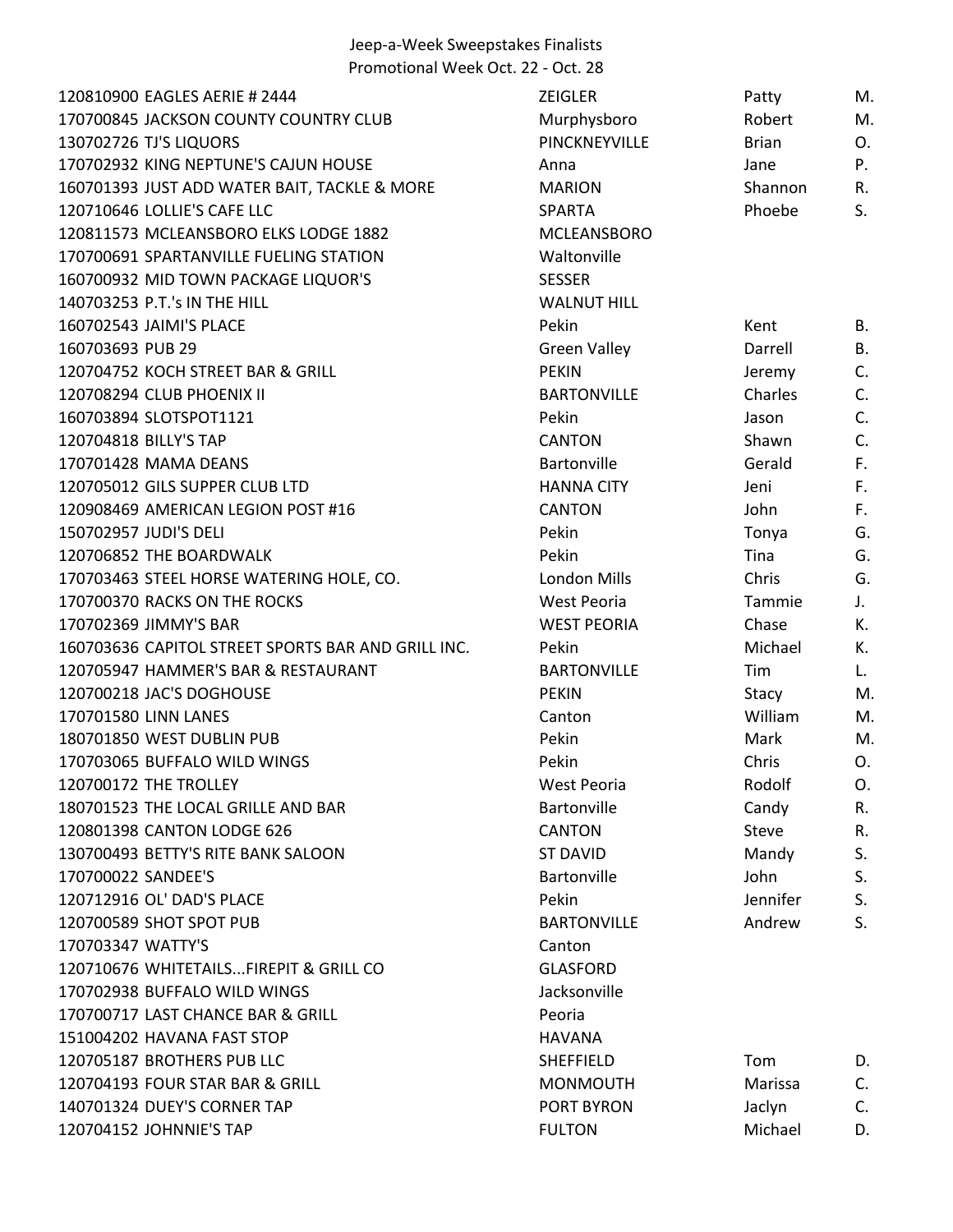Jeep-a-Week Sweepstakes Finalists
Promotional Week Oct. 22 - Oct. 28

| | | | | |
|---|---|---|---|---|
| 120810900 | EAGLES AERIE # 2444 | ZEIGLER | Patty | M. |
| 170700845 | JACKSON COUNTY COUNTRY CLUB | Murphysboro | Robert | M. |
| 130702726 | TJ'S LIQUORS | PINCKNEYVILLE | Brian | O. |
| 170702932 | KING NEPTUNE'S CAJUN HOUSE | Anna | Jane | P. |
| 160701393 | JUST ADD WATER BAIT, TACKLE & MORE | MARION | Shannon | R. |
| 120710646 | LOLLIE'S CAFE LLC | SPARTA | Phoebe | S. |
| 120811573 | MCLEANSBORO ELKS LODGE 1882 | MCLEANSBORO | | |
| 170700691 | SPARTANVILLE FUELING STATION | Waltonville | | |
| 160700932 | MID TOWN PACKAGE LIQUOR'S | SESSER | | |
| 140703253 | P.T.'s IN THE HILL | WALNUT HILL | | |
| 160702543 | JAIMI'S PLACE | Pekin | Kent | B. |
| 160703693 | PUB 29 | Green Valley | Darrell | B. |
| 120704752 | KOCH STREET BAR & GRILL | PEKIN | Jeremy | C. |
| 120708294 | CLUB PHOENIX II | BARTONVILLE | Charles | C. |
| 160703894 | SLOTSPOT1121 | Pekin | Jason | C. |
| 120704818 | BILLY'S TAP | CANTON | Shawn | C. |
| 170701428 | MAMA DEANS | Bartonville | Gerald | F. |
| 120705012 | GILS SUPPER CLUB LTD | HANNA CITY | Jeni | F. |
| 120908469 | AMERICAN LEGION POST #16 | CANTON | John | F. |
| 150702957 | JUDI'S DELI | Pekin | Tonya | G. |
| 120706852 | THE BOARDWALK | Pekin | Tina | G. |
| 170703463 | STEEL HORSE WATERING HOLE, CO. | London Mills | Chris | G. |
| 170700370 | RACKS ON THE ROCKS | West Peoria | Tammie | J. |
| 170702369 | JIMMY'S BAR | WEST PEORIA | Chase | K. |
| 160703636 | CAPITOL STREET SPORTS BAR AND GRILL INC. | Pekin | Michael | K. |
| 120705947 | HAMMER'S BAR & RESTAURANT | BARTONVILLE | Tim | L. |
| 120700218 | JAC'S DOGHOUSE | PEKIN | Stacy | M. |
| 170701580 | LINN LANES | Canton | William | M. |
| 180701850 | WEST DUBLIN PUB | Pekin | Mark | M. |
| 170703065 | BUFFALO WILD WINGS | Pekin | Chris | O. |
| 120700172 | THE TROLLEY | West Peoria | Rodolf | O. |
| 180701523 | THE LOCAL GRILLE AND BAR | Bartonville | Candy | R. |
| 120801398 | CANTON LODGE 626 | CANTON | Steve | R. |
| 130700493 | BETTY'S RITE BANK SALOON | ST DAVID | Mandy | S. |
| 170700022 | SANDEE'S | Bartonville | John | S. |
| 120712916 | OL' DAD'S PLACE | Pekin | Jennifer | S. |
| 120700589 | SHOT SPOT PUB | BARTONVILLE | Andrew | S. |
| 170703347 | WATTY'S | Canton | | |
| 120710676 | WHITETAILS...FIREPIT & GRILL CO | GLASFORD | | |
| 170702938 | BUFFALO WILD WINGS | Jacksonville | | |
| 170700717 | LAST CHANCE BAR & GRILL | Peoria | | |
| 151004202 | HAVANA FAST STOP | HAVANA | | |
| 120705187 | BROTHERS PUB LLC | SHEFFIELD | Tom | D. |
| 120704193 | FOUR STAR BAR & GRILL | MONMOUTH | Marissa | C. |
| 140701324 | DUEY'S CORNER TAP | PORT BYRON | Jaclyn | C. |
| 120704152 | JOHNNIE'S TAP | FULTON | Michael | D. |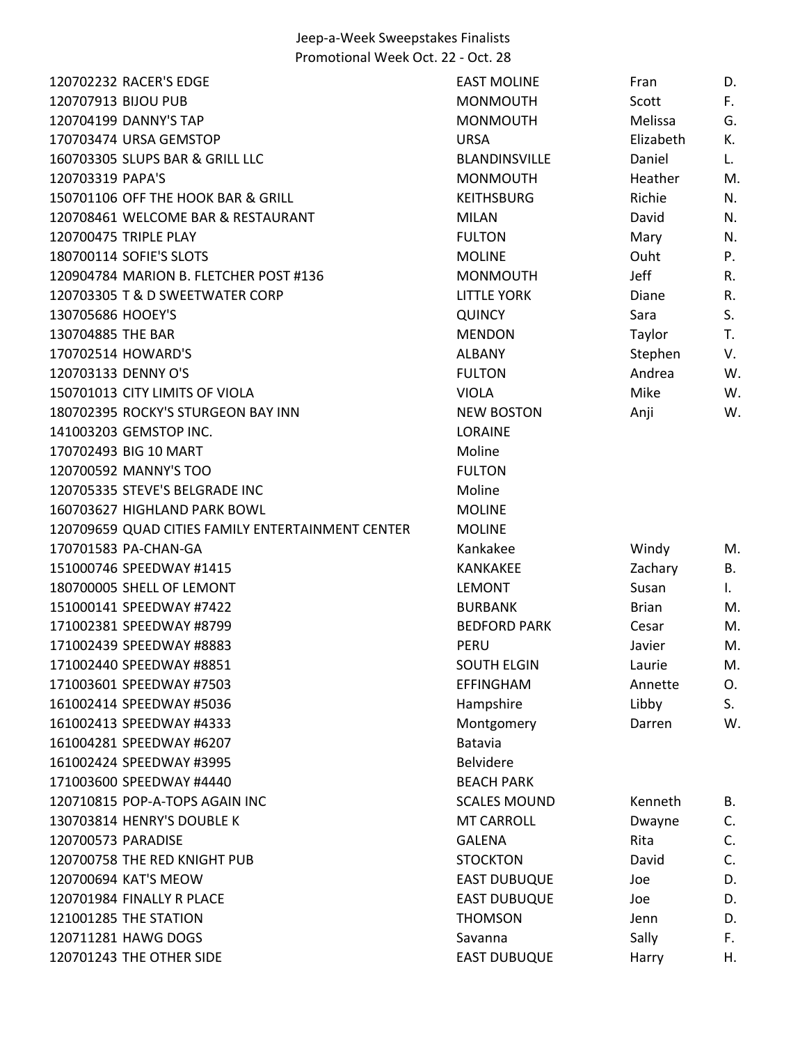Jeep-a-Week Sweepstakes Finalists
Promotional Week Oct. 22 - Oct. 28

| ID | Location | City | First Name | Last Initial |
|---|---|---|---|---|
| 120702232 | RACER'S EDGE | EAST MOLINE | Fran | D. |
| 120707913 | BIJOU PUB | MONMOUTH | Scott | F. |
| 120704199 | DANNY'S TAP | MONMOUTH | Melissa | G. |
| 170703474 | URSA GEMSTOP | URSA | Elizabeth | K. |
| 160703305 | SLUPS BAR & GRILL LLC | BLANDINSVILLE | Daniel | L. |
| 120703319 | PAPA'S | MONMOUTH | Heather | M. |
| 150701106 | OFF THE HOOK BAR & GRILL | KEITHSBURG | Richie | N. |
| 120708461 | WELCOME BAR & RESTAURANT | MILAN | David | N. |
| 120700475 | TRIPLE PLAY | FULTON | Mary | N. |
| 180700114 | SOFIE'S SLOTS | MOLINE | Ouht | P. |
| 120904784 | MARION B. FLETCHER POST #136 | MONMOUTH | Jeff | R. |
| 120703305 | T & D SWEETWATER CORP | LITTLE YORK | Diane | R. |
| 130705686 | HOOEY'S | QUINCY | Sara | S. |
| 130704885 | THE BAR | MENDON | Taylor | T. |
| 170702514 | HOWARD'S | ALBANY | Stephen | V. |
| 120703133 | DENNY O'S | FULTON | Andrea | W. |
| 150701013 | CITY LIMITS OF VIOLA | VIOLA | Mike | W. |
| 180702395 | ROCKY'S STURGEON BAY INN | NEW BOSTON | Anji | W. |
| 141003203 | GEMSTOP INC. | LORAINE | | |
| 170702493 | BIG 10 MART | Moline | | |
| 120700592 | MANNY'S TOO | FULTON | | |
| 120705335 | STEVE'S BELGRADE INC | Moline | | |
| 160703627 | HIGHLAND PARK BOWL | MOLINE | | |
| 120709659 | QUAD CITIES FAMILY ENTERTAINMENT CENTER | MOLINE | | |
| 170701583 | PA-CHAN-GA | Kankakee | Windy | M. |
| 151000746 | SPEEDWAY #1415 | KANKAKEE | Zachary | B. |
| 180700005 | SHELL OF LEMONT | LEMONT | Susan | I. |
| 151000141 | SPEEDWAY #7422 | BURBANK | Brian | M. |
| 171002381 | SPEEDWAY #8799 | BEDFORD PARK | Cesar | M. |
| 171002439 | SPEEDWAY #8883 | PERU | Javier | M. |
| 171002440 | SPEEDWAY #8851 | SOUTH ELGIN | Laurie | M. |
| 171003601 | SPEEDWAY #7503 | EFFINGHAM | Annette | O. |
| 161002414 | SPEEDWAY #5036 | Hampshire | Libby | S. |
| 161002413 | SPEEDWAY #4333 | Montgomery | Darren | W. |
| 161004281 | SPEEDWAY #6207 | Batavia | | |
| 161002424 | SPEEDWAY #3995 | Belvidere | | |
| 171003600 | SPEEDWAY #4440 | BEACH PARK | | |
| 120710815 | POP-A-TOPS AGAIN INC | SCALES MOUND | Kenneth | B. |
| 130703814 | HENRY'S DOUBLE K | MT CARROLL | Dwayne | C. |
| 120700573 | PARADISE | GALENA | Rita | C. |
| 120700758 | THE RED KNIGHT PUB | STOCKTON | David | C. |
| 120700694 | KAT'S MEOW | EAST DUBUQUE | Joe | D. |
| 120701984 | FINALLY R PLACE | EAST DUBUQUE | Joe | D. |
| 121001285 | THE STATION | THOMSON | Jenn | D. |
| 120711281 | HAWG DOGS | Savanna | Sally | F. |
| 120701243 | THE OTHER SIDE | EAST DUBUQUE | Harry | H. |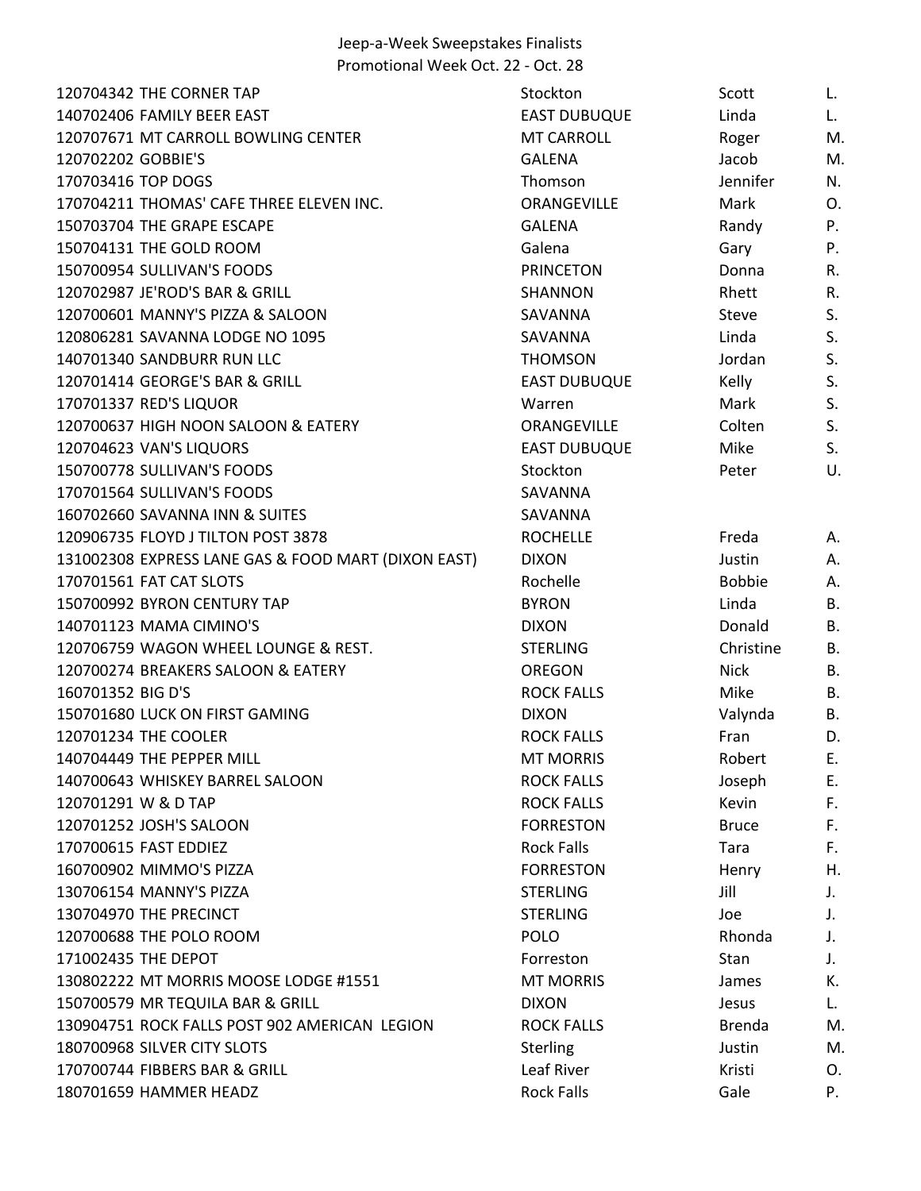Jeep-a-Week Sweepstakes Finalists
Promotional Week Oct. 22 - Oct. 28

| | | | | |
|---|---|---|---|---|
| 120704342 | THE CORNER TAP | Stockton | Scott | L. |
| 140702406 | FAMILY BEER EAST | EAST DUBUQUE | Linda | L. |
| 120707671 | MT CARROLL BOWLING CENTER | MT CARROLL | Roger | M. |
| 120702202 | GOBBIE'S | GALENA | Jacob | M. |
| 170703416 | TOP DOGS | Thomson | Jennifer | N. |
| 170704211 | THOMAS' CAFE THREE ELEVEN INC. | ORANGEVILLE | Mark | O. |
| 150703704 | THE GRAPE ESCAPE | GALENA | Randy | P. |
| 150704131 | THE GOLD ROOM | Galena | Gary | P. |
| 150700954 | SULLIVAN'S FOODS | PRINCETON | Donna | R. |
| 120702987 | JE'ROD'S BAR & GRILL | SHANNON | Rhett | R. |
| 120700601 | MANNY'S PIZZA & SALOON | SAVANNA | Steve | S. |
| 120806281 | SAVANNA LODGE NO 1095 | SAVANNA | Linda | S. |
| 140701340 | SANDBURR RUN LLC | THOMSON | Jordan | S. |
| 120701414 | GEORGE'S BAR & GRILL | EAST DUBUQUE | Kelly | S. |
| 170701337 | RED'S LIQUOR | Warren | Mark | S. |
| 120700637 | HIGH NOON SALOON & EATERY | ORANGEVILLE | Colten | S. |
| 120704623 | VAN'S LIQUORS | EAST DUBUQUE | Mike | S. |
| 150700778 | SULLIVAN'S FOODS | Stockton | Peter | U. |
| 170701564 | SULLIVAN'S FOODS | SAVANNA | | |
| 160702660 | SAVANNA INN & SUITES | SAVANNA | | |
| 120906735 | FLOYD J TILTON POST 3878 | ROCHELLE | Freda | A. |
| 131002308 | EXPRESS LANE GAS & FOOD MART (DIXON EAST) | DIXON | Justin | A. |
| 170701561 | FAT CAT SLOTS | Rochelle | Bobbie | A. |
| 150700992 | BYRON CENTURY TAP | BYRON | Linda | B. |
| 140701123 | MAMA CIMINO'S | DIXON | Donald | B. |
| 120706759 | WAGON WHEEL LOUNGE & REST. | STERLING | Christine | B. |
| 120700274 | BREAKERS SALOON & EATERY | OREGON | Nick | B. |
| 160701352 | BIG D'S | ROCK FALLS | Mike | B. |
| 150701680 | LUCK ON FIRST GAMING | DIXON | Valynda | B. |
| 120701234 | THE COOLER | ROCK FALLS | Fran | D. |
| 140704449 | THE PEPPER MILL | MT MORRIS | Robert | E. |
| 140700643 | WHISKEY BARREL SALOON | ROCK FALLS | Joseph | E. |
| 120701291 | W & D TAP | ROCK FALLS | Kevin | F. |
| 120701252 | JOSH'S SALOON | FORRESTON | Bruce | F. |
| 170700615 | FAST EDDIEZ | Rock Falls | Tara | F. |
| 160700902 | MIMMO'S PIZZA | FORRESTON | Henry | H. |
| 130706154 | MANNY'S PIZZA | STERLING | Jill | J. |
| 130704970 | THE PRECINCT | STERLING | Joe | J. |
| 120700688 | THE POLO ROOM | POLO | Rhonda | J. |
| 171002435 | THE DEPOT | Forreston | Stan | J. |
| 130802222 | MT MORRIS MOOSE LODGE #1551 | MT MORRIS | James | K. |
| 150700579 | MR TEQUILA BAR & GRILL | DIXON | Jesus | L. |
| 130904751 | ROCK FALLS POST 902 AMERICAN LEGION | ROCK FALLS | Brenda | M. |
| 180700968 | SILVER CITY SLOTS | Sterling | Justin | M. |
| 170700744 | FIBBERS BAR & GRILL | Leaf River | Kristi | O. |
| 180701659 | HAMMER HEADZ | Rock Falls | Gale | P. |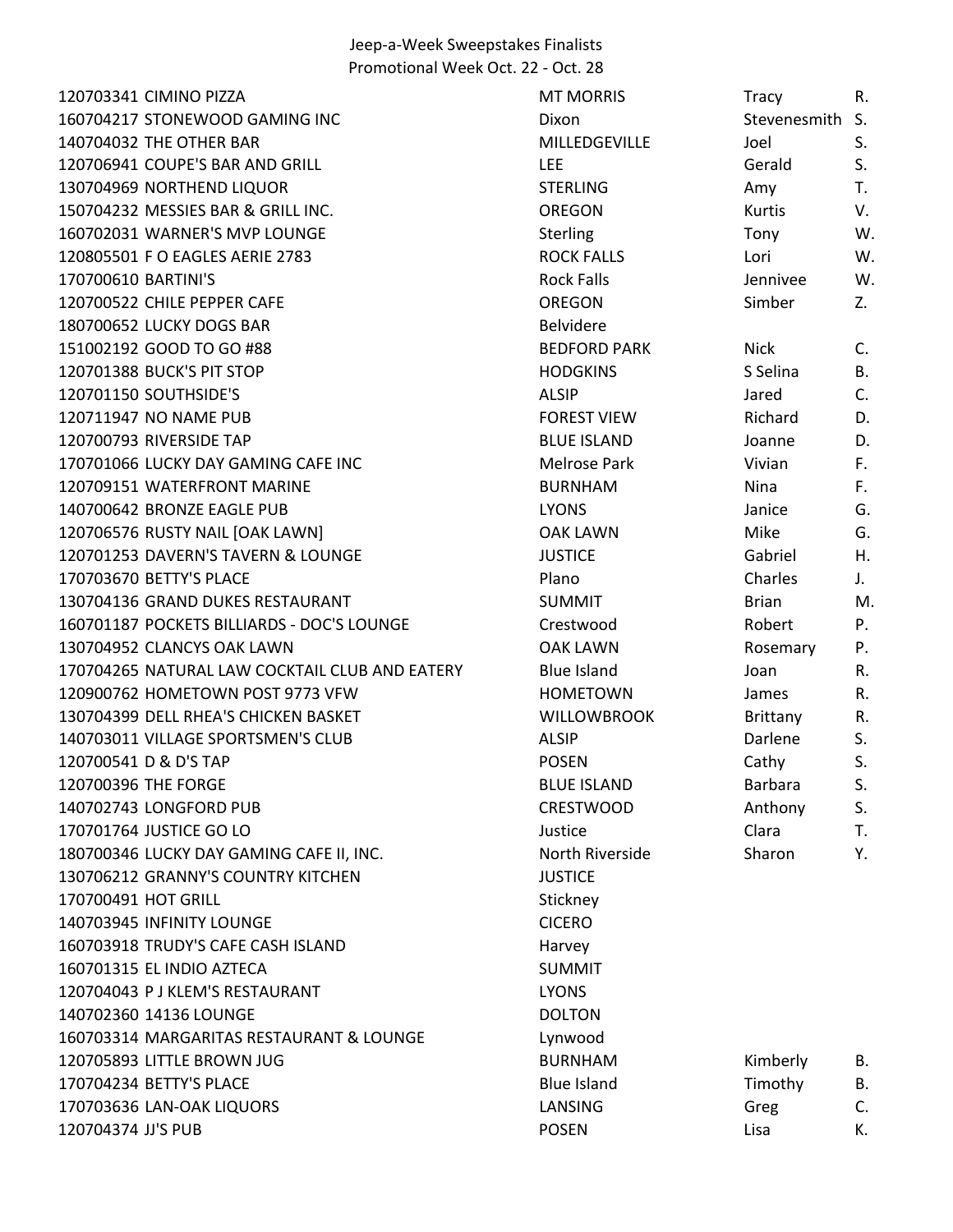Jeep-a-Week Sweepstakes Finalists
Promotional Week Oct. 22 - Oct. 28

| | | | | |
|---|---|---|---|---|
| 120703341 | CIMINO PIZZA | MT MORRIS | Tracy | R. |
| 160704217 | STONEWOOD GAMING INC | Dixon | Stevenesmith | S. |
| 140704032 | THE OTHER BAR | MILLEDGEVILLE | Joel | S. |
| 120706941 | COUPE'S BAR AND GRILL | LEE | Gerald | S. |
| 130704969 | NORTHEND LIQUOR | STERLING | Amy | T. |
| 150704232 | MESSIES BAR & GRILL INC. | OREGON | Kurtis | V. |
| 160702031 | WARNER'S MVP LOUNGE | Sterling | Tony | W. |
| 120805501 | F O EAGLES AERIE 2783 | ROCK FALLS | Lori | W. |
| 170700610 | BARTINI'S | Rock Falls | Jennivee | W. |
| 120700522 | CHILE PEPPER CAFE | OREGON | Simber | Z. |
| 180700652 | LUCKY DOGS BAR | Belvidere | | |
| 151002192 | GOOD TO GO #88 | BEDFORD PARK | Nick | C. |
| 120701388 | BUCK'S PIT STOP | HODGKINS | S Selina | B. |
| 120701150 | SOUTHSIDE'S | ALSIP | Jared | C. |
| 120711947 | NO NAME PUB | FOREST VIEW | Richard | D. |
| 120700793 | RIVERSIDE TAP | BLUE ISLAND | Joanne | D. |
| 170701066 | LUCKY DAY GAMING CAFE INC | Melrose Park | Vivian | F. |
| 120709151 | WATERFRONT MARINE | BURNHAM | Nina | F. |
| 140700642 | BRONZE EAGLE PUB | LYONS | Janice | G. |
| 120706576 | RUSTY NAIL [OAK LAWN] | OAK LAWN | Mike | G. |
| 120701253 | DAVERN'S TAVERN & LOUNGE | JUSTICE | Gabriel | H. |
| 170703670 | BETTY'S PLACE | Plano | Charles | J. |
| 130704136 | GRAND DUKES RESTAURANT | SUMMIT | Brian | M. |
| 160701187 | POCKETS BILLIARDS - DOC'S LOUNGE | Crestwood | Robert | P. |
| 130704952 | CLANCYS OAK LAWN | OAK LAWN | Rosemary | P. |
| 170704265 | NATURAL LAW COCKTAIL CLUB AND EATERY | Blue Island | Joan | R. |
| 120900762 | HOMETOWN POST 9773 VFW | HOMETOWN | James | R. |
| 130704399 | DELL RHEA'S CHICKEN BASKET | WILLOWBROOK | Brittany | R. |
| 140703011 | VILLAGE SPORTSMEN'S CLUB | ALSIP | Darlene | S. |
| 120700541 | D & D'S TAP | POSEN | Cathy | S. |
| 120700396 | THE FORGE | BLUE ISLAND | Barbara | S. |
| 140702743 | LONGFORD PUB | CRESTWOOD | Anthony | S. |
| 170701764 | JUSTICE GO LO | Justice | Clara | T. |
| 180700346 | LUCKY DAY GAMING CAFE II, INC. | North Riverside | Sharon | Y. |
| 130706212 | GRANNY'S COUNTRY KITCHEN | JUSTICE | | |
| 170700491 | HOT GRILL | Stickney | | |
| 140703945 | INFINITY LOUNGE | CICERO | | |
| 160703918 | TRUDY'S CAFE CASH ISLAND | Harvey | | |
| 160701315 | EL INDIO AZTECA | SUMMIT | | |
| 120704043 | P J KLEM'S RESTAURANT | LYONS | | |
| 140702360 | 14136 LOUNGE | DOLTON | | |
| 160703314 | MARGARITAS RESTAURANT & LOUNGE | Lynwood | | |
| 120705893 | LITTLE BROWN JUG | BURNHAM | Kimberly | B. |
| 170704234 | BETTY'S PLACE | Blue Island | Timothy | B. |
| 170703636 | LAN-OAK LIQUORS | LANSING | Greg | C. |
| 120704374 | JJ'S PUB | POSEN | Lisa | K. |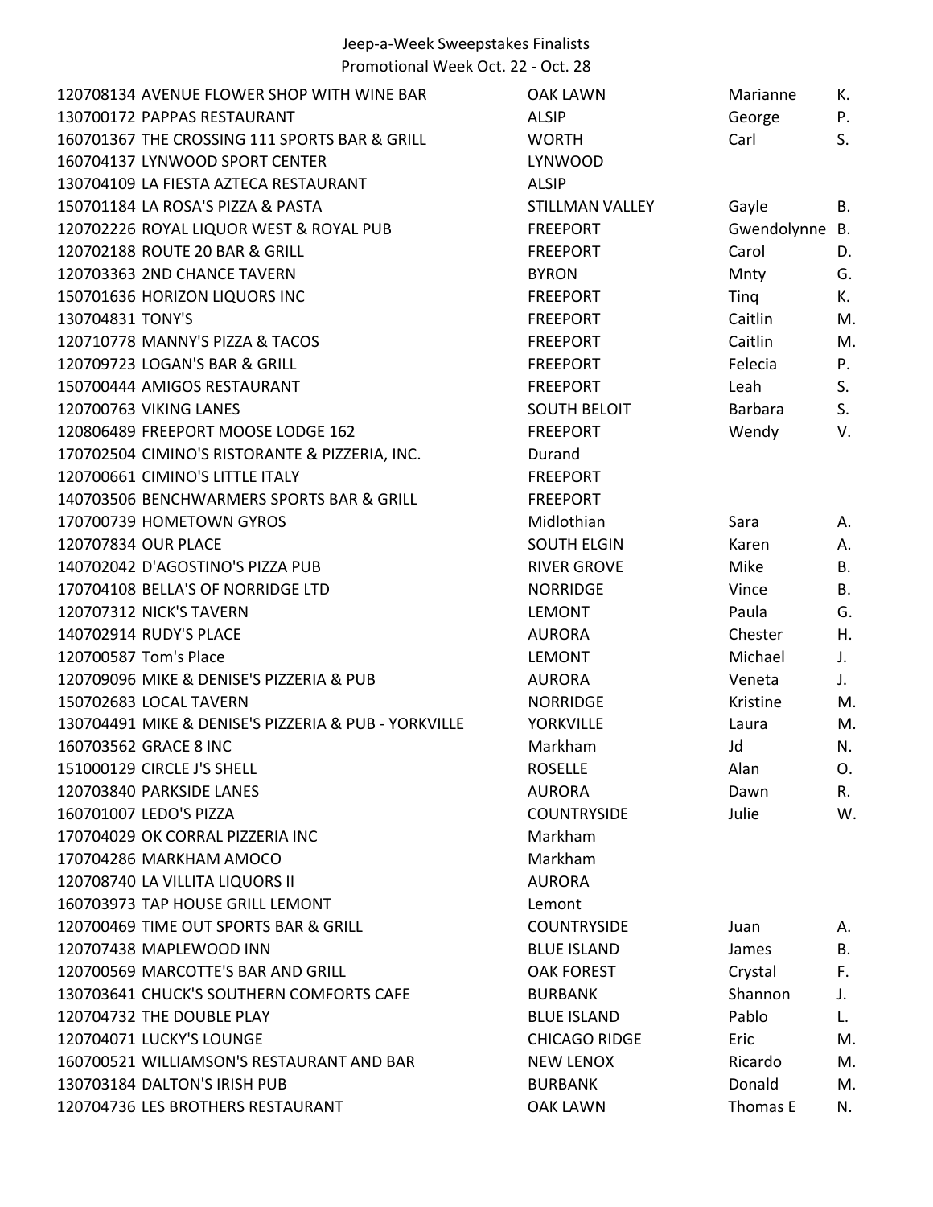# Jeep-a-Week Sweepstakes Finalists

## Promotional Week Oct. 22 - Oct. 28

| ID | Establishment | City | First Name | Last Initial |
|---|---|---|---|---|
| 120708134 | AVENUE FLOWER SHOP WITH WINE BAR | OAK LAWN | Marianne | K. |
| 130700172 | PAPPAS RESTAURANT | ALSIP | George | P. |
| 160701367 | THE CROSSING 111 SPORTS BAR & GRILL | WORTH | Carl | S. |
| 160704137 | LYNWOOD SPORT CENTER | LYNWOOD | | |
| 130704109 | LA FIESTA AZTECA RESTAURANT | ALSIP | | |
| 150701184 | LA ROSA'S PIZZA & PASTA | STILLMAN VALLEY | Gayle | B. |
| 120702226 | ROYAL LIQUOR WEST & ROYAL PUB | FREEPORT | Gwendolynne | B. |
| 120702188 | ROUTE 20 BAR & GRILL | FREEPORT | Carol | D. |
| 120703363 | 2ND CHANCE TAVERN | BYRON | Mnty | G. |
| 150701636 | HORIZON LIQUORS INC | FREEPORT | Tinq | K. |
| 130704831 | TONY'S | FREEPORT | Caitlin | M. |
| 120710778 | MANNY'S PIZZA & TACOS | FREEPORT | Caitlin | M. |
| 120709723 | LOGAN'S BAR & GRILL | FREEPORT | Felecia | P. |
| 150700444 | AMIGOS RESTAURANT | FREEPORT | Leah | S. |
| 120700763 | VIKING LANES | SOUTH BELOIT | Barbara | S. |
| 120806489 | FREEPORT MOOSE LODGE 162 | FREEPORT | Wendy | V. |
| 170702504 | CIMINO'S RISTORANTE & PIZZERIA, INC. | Durand | | |
| 120700661 | CIMINO'S LITTLE ITALY | FREEPORT | | |
| 140703506 | BENCHWARMERS SPORTS BAR & GRILL | FREEPORT | | |
| 170700739 | HOMETOWN GYROS | Midlothian | Sara | A. |
| 120707834 | OUR PLACE | SOUTH ELGIN | Karen | A. |
| 140702042 | D'AGOSTINO'S PIZZA PUB | RIVER GROVE | Mike | B. |
| 170704108 | BELLA'S OF NORRIDGE LTD | NORRIDGE | Vince | B. |
| 120707312 | NICK'S TAVERN | LEMONT | Paula | G. |
| 140702914 | RUDY'S PLACE | AURORA | Chester | H. |
| 120700587 | Tom's Place | LEMONT | Michael | J. |
| 120709096 | MIKE & DENISE'S PIZZERIA & PUB | AURORA | Veneta | J. |
| 150702683 | LOCAL TAVERN | NORRIDGE | Kristine | M. |
| 130704491 | MIKE & DENISE'S PIZZERIA & PUB - YORKVILLE | YORKVILLE | Laura | M. |
| 160703562 | GRACE 8 INC | Markham | Jd | N. |
| 151000129 | CIRCLE J'S SHELL | ROSELLE | Alan | O. |
| 120703840 | PARKSIDE LANES | AURORA | Dawn | R. |
| 160701007 | LEDO'S PIZZA | COUNTRYSIDE | Julie | W. |
| 170704029 | OK CORRAL PIZZERIA INC | Markham | | |
| 170704286 | MARKHAM AMOCO | Markham | | |
| 120708740 | LA VILLITA LIQUORS II | AURORA | | |
| 160703973 | TAP HOUSE GRILL LEMONT | Lemont | | |
| 120700469 | TIME OUT SPORTS BAR & GRILL | COUNTRYSIDE | Juan | A. |
| 120707438 | MAPLEWOOD INN | BLUE ISLAND | James | B. |
| 120700569 | MARCOTTE'S BAR AND GRILL | OAK FOREST | Crystal | F. |
| 130703641 | CHUCK'S SOUTHERN COMFORTS CAFE | BURBANK | Shannon | J. |
| 120704732 | THE DOUBLE PLAY | BLUE ISLAND | Pablo | L. |
| 120704071 | LUCKY'S LOUNGE | CHICAGO RIDGE | Eric | M. |
| 160700521 | WILLIAMSON'S RESTAURANT AND BAR | NEW LENOX | Ricardo | M. |
| 130703184 | DALTON'S IRISH PUB | BURBANK | Donald | M. |
| 120704736 | LES BROTHERS RESTAURANT | OAK LAWN | Thomas E | N. |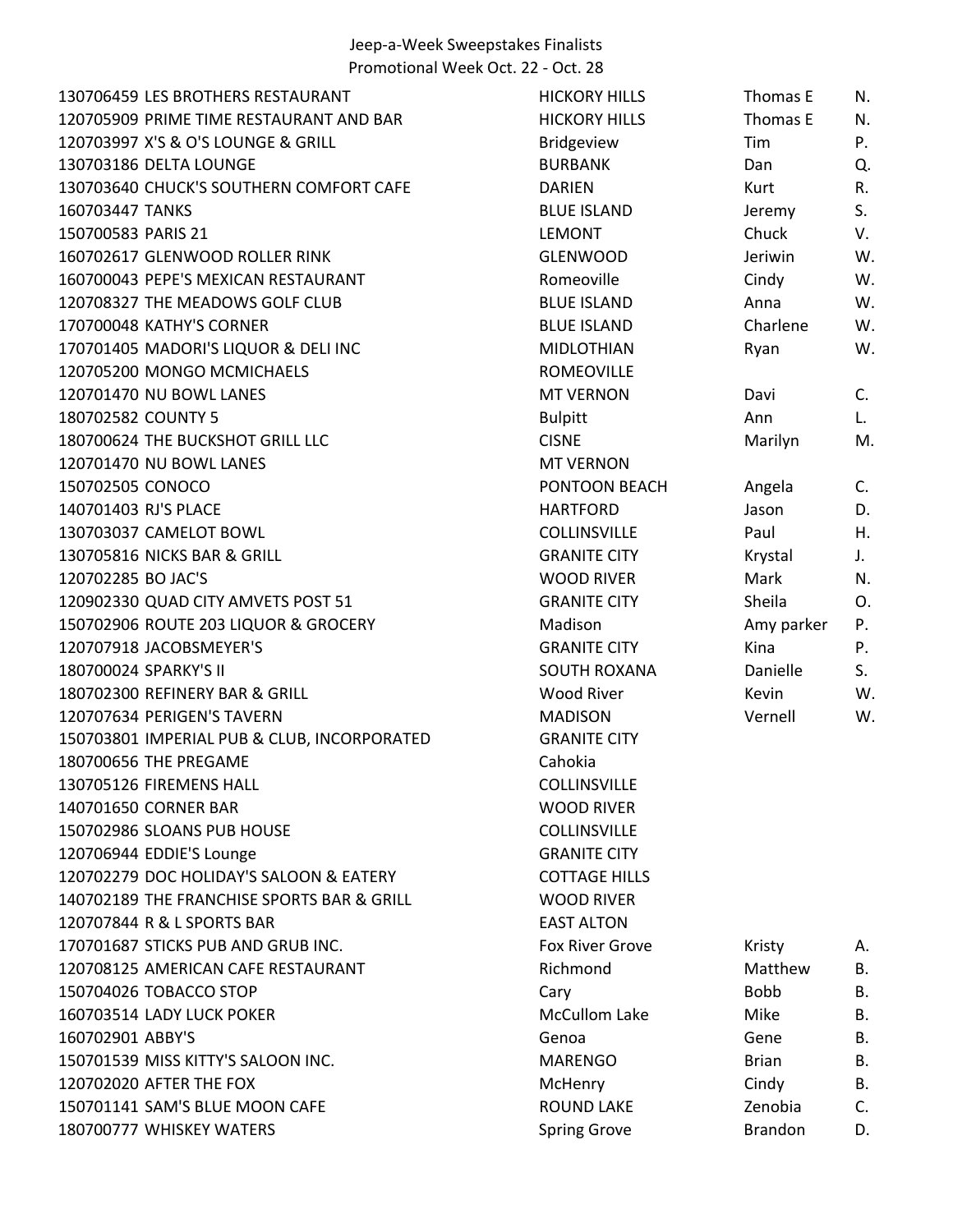Jeep-a-Week Sweepstakes Finalists
Promotional Week Oct. 22 - Oct. 28

| | | | | |
|---|---|---|---|---|
| 130706459 | LES BROTHERS RESTAURANT | HICKORY HILLS | Thomas E | N. |
| 120705909 | PRIME TIME RESTAURANT AND BAR | HICKORY HILLS | Thomas E | N. |
| 120703997 | X'S & O'S LOUNGE & GRILL | Bridgeview | Tim | P. |
| 130703186 | DELTA LOUNGE | BURBANK | Dan | Q. |
| 130703640 | CHUCK'S SOUTHERN COMFORT CAFE | DARIEN | Kurt | R. |
| 160703447 | TANKS | BLUE ISLAND | Jeremy | S. |
| 150700583 | PARIS 21 | LEMONT | Chuck | V. |
| 160702617 | GLENWOOD ROLLER RINK | GLENWOOD | Jeriwin | W. |
| 160700043 | PEPE'S MEXICAN RESTAURANT | Romeoville | Cindy | W. |
| 120708327 | THE MEADOWS GOLF CLUB | BLUE ISLAND | Anna | W. |
| 170700048 | KATHY'S CORNER | BLUE ISLAND | Charlene | W. |
| 170701405 | MADORI'S LIQUOR & DELI INC | MIDLOTHIAN | Ryan | W. |
| 120705200 | MONGO MCMICHAELS | ROMEOVILLE | | |
| 120701470 | NU BOWL LANES | MT VERNON | Davi | C. |
| 180702582 | COUNTY 5 | Bulpitt | Ann | L. |
| 180700624 | THE BUCKSHOT GRILL LLC | CISNE | Marilyn | M. |
| 120701470 | NU BOWL LANES | MT VERNON | | |
| 150702505 | CONOCO | PONTOON BEACH | Angela | C. |
| 140701403 | RJ'S PLACE | HARTFORD | Jason | D. |
| 130703037 | CAMELOT BOWL | COLLINSVILLE | Paul | H. |
| 130705816 | NICKS BAR & GRILL | GRANITE CITY | Krystal | J. |
| 120702285 | BO JAC'S | WOOD RIVER | Mark | N. |
| 120902330 | QUAD CITY AMVETS POST 51 | GRANITE CITY | Sheila | O. |
| 150702906 | ROUTE 203 LIQUOR & GROCERY | Madison | Amy parker | P. |
| 120707918 | JACOBSMEYER'S | GRANITE CITY | Kina | P. |
| 180700024 | SPARKY'S II | SOUTH ROXANA | Danielle | S. |
| 180702300 | REFINERY BAR & GRILL | Wood River | Kevin | W. |
| 120707634 | PERIGEN'S TAVERN | MADISON | Vernell | W. |
| 150703801 | IMPERIAL PUB & CLUB, INCORPORATED | GRANITE CITY | | |
| 180700656 | THE PREGAME | Cahokia | | |
| 130705126 | FIREMENS HALL | COLLINSVILLE | | |
| 140701650 | CORNER BAR | WOOD RIVER | | |
| 150702986 | SLOANS PUB HOUSE | COLLINSVILLE | | |
| 120706944 | EDDIE'S Lounge | GRANITE CITY | | |
| 120702279 | DOC HOLIDAY'S SALOON & EATERY | COTTAGE HILLS | | |
| 140702189 | THE FRANCHISE SPORTS BAR & GRILL | WOOD RIVER | | |
| 120707844 | R & L SPORTS BAR | EAST ALTON | | |
| 170701687 | STICKS PUB AND GRUB INC. | Fox River Grove | Kristy | A. |
| 120708125 | AMERICAN CAFE RESTAURANT | Richmond | Matthew | B. |
| 150704026 | TOBACCO STOP | Cary | Bobb | B. |
| 160703514 | LADY LUCK POKER | McCullom Lake | Mike | B. |
| 160702901 | ABBY'S | Genoa | Gene | B. |
| 150701539 | MISS KITTY'S SALOON INC. | MARENGO | Brian | B. |
| 120702020 | AFTER THE FOX | McHenry | Cindy | B. |
| 150701141 | SAM'S BLUE MOON CAFE | ROUND LAKE | Zenobia | C. |
| 180700777 | WHISKEY WATERS | Spring Grove | Brandon | D. |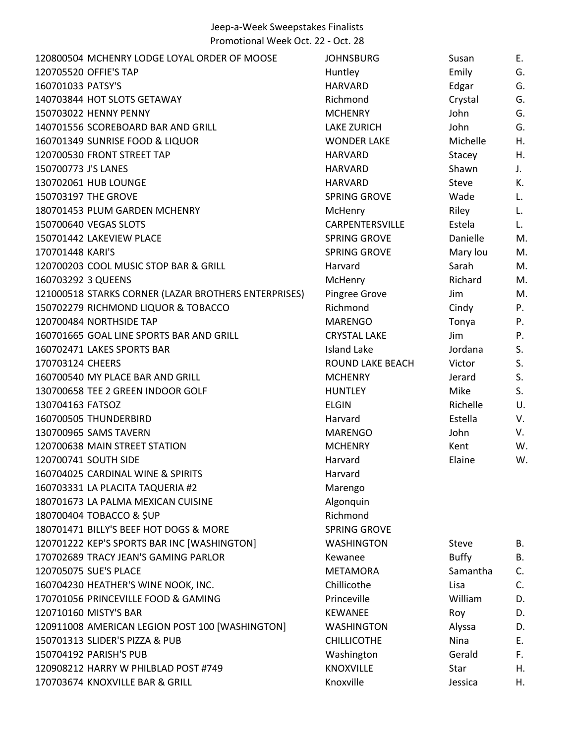Jeep-a-Week Sweepstakes Finalists
Promotional Week Oct. 22 - Oct. 28

| | | | |
|---|---|---|---|
| 120800504 MCHENRY LODGE LOYAL ORDER OF MOOSE | JOHNSBURG | Susan | E. |
| 120705520 OFFIE'S TAP | Huntley | Emily | G. |
| 160701033 PATSY'S | HARVARD | Edgar | G. |
| 140703844 HOT SLOTS GETAWAY | Richmond | Crystal | G. |
| 150703022 HENNY PENNY | MCHENRY | John | G. |
| 140701556 SCOREBOARD BAR AND GRILL | LAKE ZURICH | John | G. |
| 160701349 SUNRISE FOOD & LIQUOR | WONDER LAKE | Michelle | H. |
| 120700530 FRONT STREET TAP | HARVARD | Stacey | H. |
| 150700773 J'S LANES | HARVARD | Shawn | J. |
| 130702061 HUB LOUNGE | HARVARD | Steve | K. |
| 150703197 THE GROVE | SPRING GROVE | Wade | L. |
| 180701453 PLUM GARDEN MCHENRY | McHenry | Riley | L. |
| 150700640 VEGAS SLOTS | CARPENTERSVILLE | Estela | L. |
| 150701442 LAKEVIEW PLACE | SPRING GROVE | Danielle | M. |
| 170701448 KARI'S | SPRING GROVE | Mary lou | M. |
| 120700203 COOL MUSIC STOP BAR & GRILL | Harvard | Sarah | M. |
| 160703292 3 QUEENS | McHenry | Richard | M. |
| 121000518 STARKS CORNER (LAZAR BROTHERS ENTERPRISES) | Pingree Grove | Jim | M. |
| 150702279 RICHMOND LIQUOR & TOBACCO | Richmond | Cindy | P. |
| 120700484 NORTHSIDE TAP | MARENGO | Tonya | P. |
| 160701665 GOAL LINE SPORTS BAR AND GRILL | CRYSTAL LAKE | Jim | P. |
| 160702471 LAKES SPORTS BAR | Island Lake | Jordana | S. |
| 170703124 CHEERS | ROUND LAKE BEACH | Victor | S. |
| 160700540 MY PLACE BAR AND GRILL | MCHENRY | Jerard | S. |
| 130700658 TEE 2 GREEN INDOOR GOLF | HUNTLEY | Mike | S. |
| 130704163 FATSOZ | ELGIN | Richelle | U. |
| 160700505 THUNDERBIRD | Harvard | Estella | V. |
| 130700965 SAMS TAVERN | MARENGO | John | V. |
| 120700638 MAIN STREET STATION | MCHENRY | Kent | W. |
| 120700741 SOUTH SIDE | Harvard | Elaine | W. |
| 160704025 CARDINAL WINE & SPIRITS | Harvard | | |
| 160703331 LA PLACITA TAQUERIA #2 | Marengo | | |
| 180701673 LA PALMA MEXICAN CUISINE | Algonquin | | |
| 180700404 TOBACCO & $UP | Richmond | | |
| 180701471 BILLY'S BEEF HOT DOGS & MORE | SPRING GROVE | | |
| 120701222 KEP'S SPORTS BAR INC [WASHINGTON] | WASHINGTON | Steve | B. |
| 170702689 TRACY JEAN'S GAMING PARLOR | Kewanee | Buffy | B. |
| 120705075 SUE'S PLACE | METAMORA | Samantha | C. |
| 160704230 HEATHER'S WINE NOOK, INC. | Chillicothe | Lisa | C. |
| 170701056 PRINCEVILLE FOOD & GAMING | Princeville | William | D. |
| 120710160 MISTY'S BAR | KEWANEE | Roy | D. |
| 120911008 AMERICAN LEGION POST 100 [WASHINGTON] | WASHINGTON | Alyssa | D. |
| 150701313 SLIDER'S PIZZA & PUB | CHILLICOTHE | Nina | E. |
| 150704192 PARISH'S PUB | Washington | Gerald | F. |
| 120908212 HARRY W PHILBLAD POST #749 | KNOXVILLE | Star | H. |
| 170703674 KNOXVILLE BAR & GRILL | Knoxville | Jessica | H. |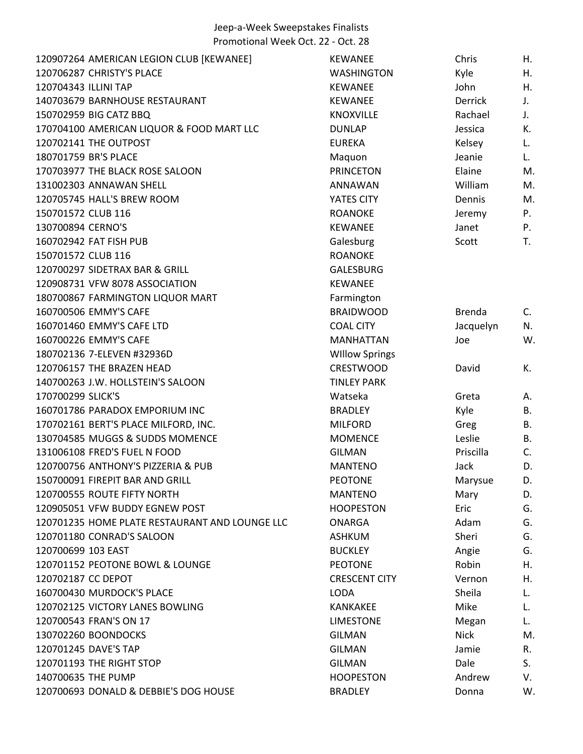Jeep-a-Week Sweepstakes Finalists
Promotional Week Oct. 22 - Oct. 28

| ID | Location | City | First Name | Last Initial |
|---|---|---|---|---|
| 120907264 | AMERICAN LEGION CLUB [KEWANEE] | KEWANEE | Chris | H. |
| 120706287 | CHRISTY'S PLACE | WASHINGTON | Kyle | H. |
| 120704343 | ILLINI TAP | KEWANEE | John | H. |
| 140703679 | BARNHOUSE RESTAURANT | KEWANEE | Derrick | J. |
| 150702959 | BIG CATZ BBQ | KNOXVILLE | Rachael | J. |
| 170704100 | AMERICAN LIQUOR & FOOD MART LLC | DUNLAP | Jessica | K. |
| 120702141 | THE OUTPOST | EUREKA | Kelsey | L. |
| 180701759 | BR'S PLACE | Maquon | Jeanie | L. |
| 170703977 | THE BLACK ROSE SALOON | PRINCETON | Elaine | M. |
| 131002303 | ANNAWAN SHELL | ANNAWAN | William | M. |
| 120705745 | HALL'S BREW ROOM | YATES CITY | Dennis | M. |
| 150701572 | CLUB 116 | ROANOKE | Jeremy | P. |
| 130700894 | CERNO'S | KEWANEE | Janet | P. |
| 160702942 | FAT FISH PUB | Galesburg | Scott | T. |
| 150701572 | CLUB 116 | ROANOKE | | |
| 120700297 | SIDETRAX BAR & GRILL | GALESBURG | | |
| 120908731 | VFW 8078 ASSOCIATION | KEWANEE | | |
| 180700867 | FARMINGTON LIQUOR MART | Farmington | | |
| 160700506 | EMMY'S CAFE | BRAIDWOOD | Brenda | C. |
| 160701460 | EMMY'S CAFE LTD | COAL CITY | Jacquelyn | N. |
| 160700226 | EMMY'S CAFE | MANHATTAN | Joe | W. |
| 180702136 | 7-ELEVEN #32936D | WIllow Springs | | |
| 120706157 | THE BRAZEN HEAD | CRESTWOOD | David | K. |
| 140700263 | J.W. HOLLSTEIN'S SALOON | TINLEY PARK | | |
| 170700299 | SLICK'S | Watseka | Greta | A. |
| 160701786 | PARADOX EMPORIUM INC | BRADLEY | Kyle | B. |
| 170702161 | BERT'S PLACE MILFORD, INC. | MILFORD | Greg | B. |
| 130704585 | MUGGS & SUDDS MOMENCE | MOMENCE | Leslie | B. |
| 131006108 | FRED'S FUEL N FOOD | GILMAN | Priscilla | C. |
| 120700756 | ANTHONY'S PIZZERIA & PUB | MANTENO | Jack | D. |
| 150700091 | FIREPIT BAR AND GRILL | PEOTONE | Marysue | D. |
| 120700555 | ROUTE FIFTY NORTH | MANTENO | Mary | D. |
| 120905051 | VFW BUDDY EGNEW POST | HOOPESTON | Eric | G. |
| 120701235 | HOME PLATE RESTAURANT AND LOUNGE LLC | ONARGA | Adam | G. |
| 120701180 | CONRAD'S SALOON | ASHKUM | Sheri | G. |
| 120700699 | 103 EAST | BUCKLEY | Angie | G. |
| 120701152 | PEOTONE BOWL & LOUNGE | PEOTONE | Robin | H. |
| 120702187 | CC DEPOT | CRESCENT CITY | Vernon | H. |
| 160700430 | MURDOCK'S PLACE | LODA | Sheila | L. |
| 120702125 | VICTORY LANES BOWLING | KANKAKEE | Mike | L. |
| 120700543 | FRAN'S ON 17 | LIMESTONE | Megan | L. |
| 130702260 | BOONDOCKS | GILMAN | Nick | M. |
| 120701245 | DAVE'S TAP | GILMAN | Jamie | R. |
| 120701193 | THE RIGHT STOP | GILMAN | Dale | S. |
| 140700635 | THE PUMP | HOOPESTON | Andrew | V. |
| 120700693 | DONALD & DEBBIE'S DOG HOUSE | BRADLEY | Donna | W. |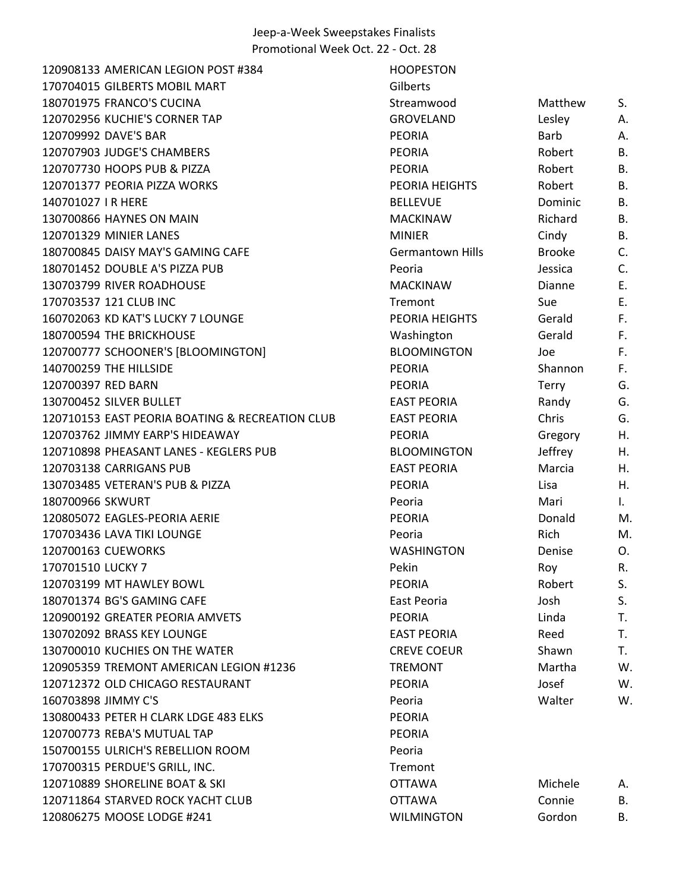# Jeep-a-Week Sweepstakes Finalists

## Promotional Week Oct. 22 - Oct. 28

| ID | Location | City | First Name | Last Initial |
|---|---|---|---|---|
| 120908133 | AMERICAN LEGION POST #384 | HOOPESTON | | |
| 170704015 | GILBERTS MOBIL MART | Gilberts | | |
| 180701975 | FRANCO'S CUCINA | Streamwood | Matthew | S. |
| 120702956 | KUCHIE'S CORNER TAP | GROVELAND | Lesley | A. |
| 120709992 | DAVE'S BAR | PEORIA | Barb | A. |
| 120707903 | JUDGE'S CHAMBERS | PEORIA | Robert | B. |
| 120707730 | HOOPS PUB & PIZZA | PEORIA | Robert | B. |
| 120701377 | PEORIA PIZZA WORKS | PEORIA HEIGHTS | Robert | B. |
| 140701027 | I R HERE | BELLEVUE | Dominic | B. |
| 130700866 | HAYNES ON MAIN | MACKINAW | Richard | B. |
| 120701329 | MINIER LANES | MINIER | Cindy | B. |
| 180700845 | DAISY MAY'S GAMING CAFE | Germantown Hills | Brooke | C. |
| 180701452 | DOUBLE A'S PIZZA PUB | Peoria | Jessica | C. |
| 130703799 | RIVER ROADHOUSE | MACKINAW | Dianne | E. |
| 170703537 | 121 CLUB INC | Tremont | Sue | E. |
| 160702063 | KD KAT'S LUCKY 7 LOUNGE | PEORIA HEIGHTS | Gerald | F. |
| 180700594 | THE BRICKHOUSE | Washington | Gerald | F. |
| 120700777 | SCHOONER'S [BLOOMINGTON] | BLOOMINGTON | Joe | F. |
| 140700259 | THE HILLSIDE | PEORIA | Shannon | F. |
| 120700397 | RED BARN | PEORIA | Terry | G. |
| 130700452 | SILVER BULLET | EAST PEORIA | Randy | G. |
| 120710153 | EAST PEORIA BOATING & RECREATION CLUB | EAST PEORIA | Chris | G. |
| 120703762 | JIMMY EARP'S HIDEAWAY | PEORIA | Gregory | H. |
| 120710898 | PHEASANT LANES - KEGLERS PUB | BLOOMINGTON | Jeffrey | H. |
| 120703138 | CARRIGANS PUB | EAST PEORIA | Marcia | H. |
| 130703485 | VETERAN'S PUB & PIZZA | PEORIA | Lisa | H. |
| 180700966 | SKWURT | Peoria | Mari | I. |
| 120805072 | EAGLES-PEORIA AERIE | PEORIA | Donald | M. |
| 170703436 | LAVA TIKI LOUNGE | Peoria | Rich | M. |
| 120700163 | CUEWORKS | WASHINGTON | Denise | O. |
| 170701510 | LUCKY 7 | Pekin | Roy | R. |
| 120703199 | MT HAWLEY BOWL | PEORIA | Robert | S. |
| 180701374 | BG'S GAMING CAFE | East Peoria | Josh | S. |
| 120900192 | GREATER PEORIA AMVETS | PEORIA | Linda | T. |
| 130702092 | BRASS KEY LOUNGE | EAST PEORIA | Reed | T. |
| 130700010 | KUCHIES ON THE WATER | CREVE COEUR | Shawn | T. |
| 120905359 | TREMONT AMERICAN LEGION #1236 | TREMONT | Martha | W. |
| 120712372 | OLD CHICAGO RESTAURANT | PEORIA | Josef | W. |
| 160703898 | JIMMY C'S | Peoria | Walter | W. |
| 130800433 | PETER H CLARK LDGE 483 ELKS | PEORIA | | |
| 120700773 | REBA'S MUTUAL TAP | PEORIA | | |
| 150700155 | ULRICH'S REBELLION ROOM | Peoria | | |
| 170700315 | PERDUE'S GRILL, INC. | Tremont | | |
| 120710889 | SHORELINE BOAT & SKI | OTTAWA | Michele | A. |
| 120711864 | STARVED ROCK YACHT CLUB | OTTAWA | Connie | B. |
| 120806275 | MOOSE LODGE #241 | WILMINGTON | Gordon | B. |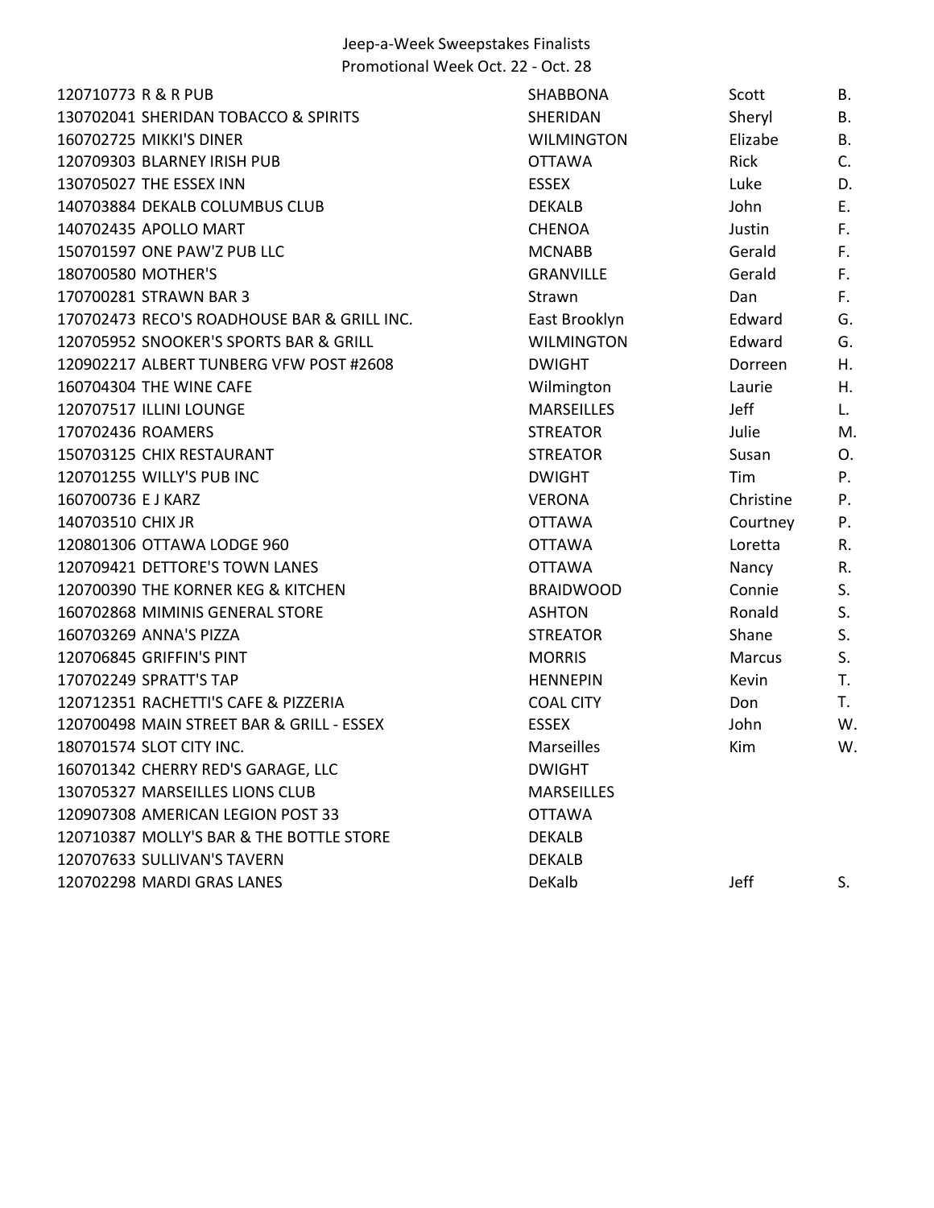Jeep-a-Week Sweepstakes Finalists

Promotional Week Oct. 22 - Oct. 28

| | | | | |
|---|---|---|---|---|
| 120710773 | R & R PUB | SHABBONA | Scott | B. |
| 130702041 | SHERIDAN TOBACCO & SPIRITS | SHERIDAN | Sheryl | B. |
| 160702725 | MIKKI'S DINER | WILMINGTON | Elizabe | B. |
| 120709303 | BLARNEY IRISH PUB | OTTAWA | Rick | C. |
| 130705027 | THE ESSEX INN | ESSEX | Luke | D. |
| 140703884 | DEKALB COLUMBUS CLUB | DEKALB | John | E. |
| 140702435 | APOLLO MART | CHENOA | Justin | F. |
| 150701597 | ONE PAW'Z PUB LLC | MCNABB | Gerald | F. |
| 180700580 | MOTHER'S | GRANVILLE | Gerald | F. |
| 170700281 | STRAWN BAR 3 | Strawn | Dan | F. |
| 170702473 | RECO'S ROADHOUSE BAR & GRILL INC. | East Brooklyn | Edward | G. |
| 120705952 | SNOOKER'S SPORTS BAR & GRILL | WILMINGTON | Edward | G. |
| 120902217 | ALBERT TUNBERG VFW POST #2608 | DWIGHT | Dorreen | H. |
| 160704304 | THE WINE CAFE | Wilmington | Laurie | H. |
| 120707517 | ILLINI LOUNGE | MARSEILLES | Jeff | L. |
| 170702436 | ROAMERS | STREATOR | Julie | M. |
| 150703125 | CHIX RESTAURANT | STREATOR | Susan | O. |
| 120701255 | WILLY'S PUB INC | DWIGHT | Tim | P. |
| 160700736 | E J KARZ | VERONA | Christine | P. |
| 140703510 | CHIX JR | OTTAWA | Courtney | P. |
| 120801306 | OTTAWA LODGE 960 | OTTAWA | Loretta | R. |
| 120709421 | DETTORE'S TOWN LANES | OTTAWA | Nancy | R. |
| 120700390 | THE KORNER KEG & KITCHEN | BRAIDWOOD | Connie | S. |
| 160702868 | MIMINIS GENERAL STORE | ASHTON | Ronald | S. |
| 160703269 | ANNA'S PIZZA | STREATOR | Shane | S. |
| 120706845 | GRIFFIN'S PINT | MORRIS | Marcus | S. |
| 170702249 | SPRATT'S TAP | HENNEPIN | Kevin | T. |
| 120712351 | RACHETTI'S CAFE & PIZZERIA | COAL CITY | Don | T. |
| 120700498 | MAIN STREET BAR & GRILL - ESSEX | ESSEX | John | W. |
| 180701574 | SLOT CITY INC. | Marseilles | Kim | W. |
| 160701342 | CHERRY RED'S GARAGE, LLC | DWIGHT | | |
| 130705327 | MARSEILLES LIONS CLUB | MARSEILLES | | |
| 120907308 | AMERICAN LEGION POST 33 | OTTAWA | | |
| 120710387 | MOLLY'S BAR & THE BOTTLE STORE | DEKALB | | |
| 120707633 | SULLIVAN'S TAVERN | DEKALB | | |
| 120702298 | MARDI GRAS LANES | DeKalb | Jeff | S. |